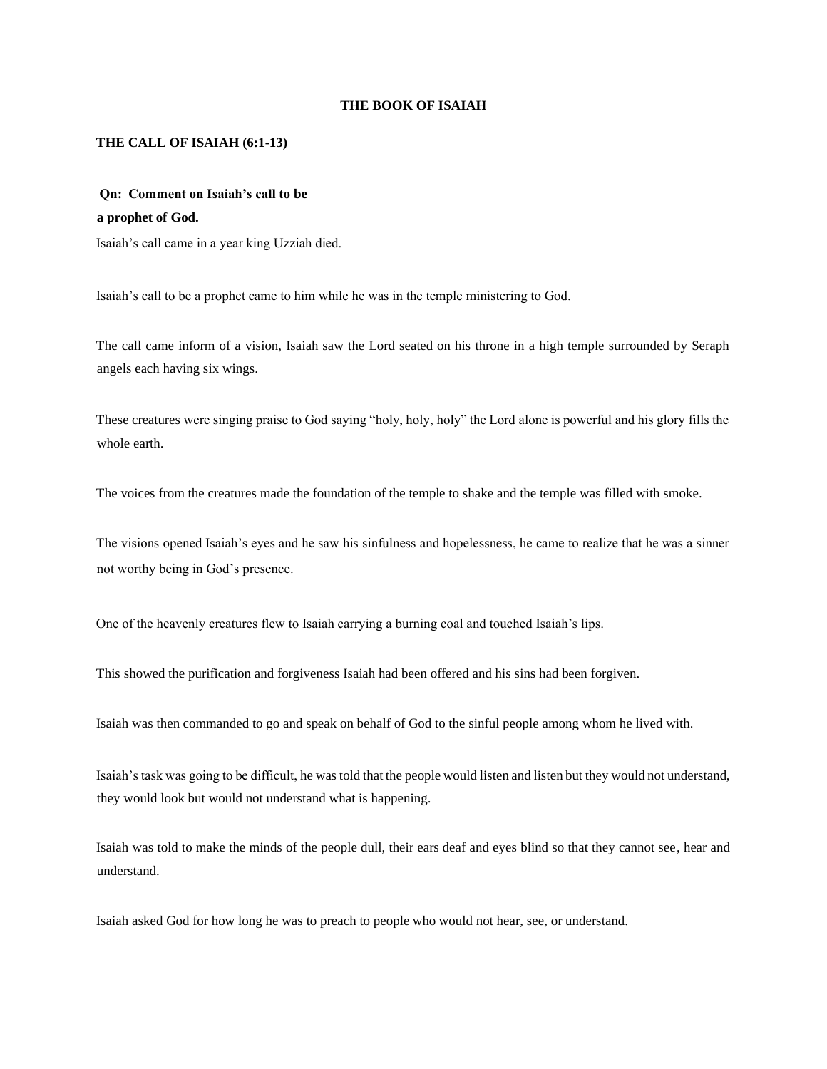# THE BOOK OF ISAIAH

## THE CALL OF ISAIAH (6:1-13)

**Qn: Comment on Isaiah's call to be a prophet of God.**

Isaiah's call came in a year king Uzziah died.

Isaiah's call to be a prophet came to him while he was in the temple ministering to God.

The call came inform of a vision, Isaiah saw the Lord seated on his throne in a high temple surrounded by Seraph angels each having six wings.

These creatures were singing praise to God saying "holy, holy, holy" the Lord alone is powerful and his glory fills the whole earth.

The voices from the creatures made the foundation of the temple to shake and the temple was filled with smoke.

The visions opened Isaiah's eyes and he saw his sinfulness and hopelessness, he came to realize that he was a sinner not worthy being in God's presence.

One of the heavenly creatures flew to Isaiah carrying a burning coal and touched Isaiah's lips.

This showed the purification and forgiveness Isaiah had been offered and his sins had been forgiven.

Isaiah was then commanded to go and speak on behalf of God to the sinful people among whom he lived with.

Isaiah's task was going to be difficult, he was told that the people would listen and listen but they would not understand, they would look but would not understand what is happening.

Isaiah was told to make the minds of the people dull, their ears deaf and eyes blind so that they cannot see, hear and understand.

Isaiah asked God for how long he was to preach to people who would not hear, see, or understand.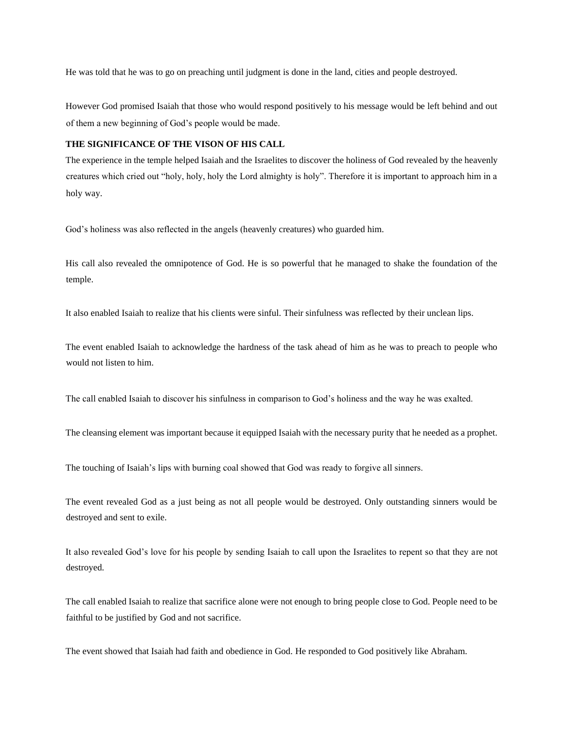He was told that he was to go on preaching until judgment is done in the land, cities and people destroyed.

However God promised Isaiah that those who would respond positively to his message would be left behind and out of them a new beginning of God's people would be made.

**THE SIGNIFICANCE OF THE VISON OF HIS CALL**

The experience in the temple helped Isaiah and the Israelites to discover the holiness of God revealed by the heavenly creatures which cried out "holy, holy, holy the Lord almighty is holy". Therefore it is important to approach him in a holy way.

God's holiness was also reflected in the angels (heavenly creatures) who guarded him.

His call also revealed the omnipotence of God. He is so powerful that he managed to shake the foundation of the temple.

It also enabled Isaiah to realize that his clients were sinful. Their sinfulness was reflected by their unclean lips.

The event enabled Isaiah to acknowledge the hardness of the task ahead of him as he was to preach to people who would not listen to him.

The call enabled Isaiah to discover his sinfulness in comparison to God's holiness and the way he was exalted.

The cleansing element was important because it equipped Isaiah with the necessary purity that he needed as a prophet.

The touching of Isaiah's lips with burning coal showed that God was ready to forgive all sinners.

The event revealed God as a just being as not all people would be destroyed. Only outstanding sinners would be destroyed and sent to exile.

It also revealed God's love for his people by sending Isaiah to call upon the Israelites to repent so that they are not destroyed.

The call enabled Isaiah to realize that sacrifice alone were not enough to bring people close to God. People need to be faithful to be justified by God and not sacrifice.

The event showed that Isaiah had faith and obedience in God. He responded to God positively like Abraham.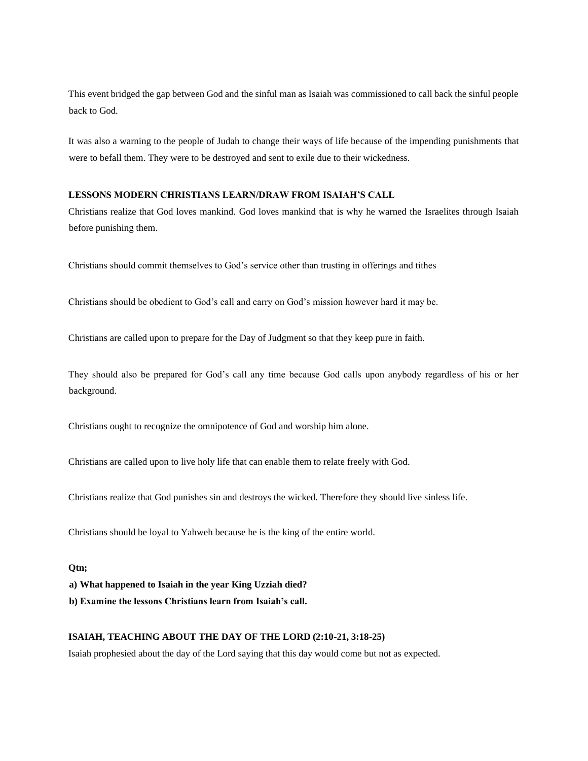This event bridged the gap between God and the sinful man as Isaiah was commissioned to call back the sinful people back to God.

It was also a warning to the people of Judah to change their ways of life because of the impending punishments that were to befall them. They were to be destroyed and sent to exile due to their wickedness.

**LESSONS MODERN CHRISTIANS LEARN/DRAW FROM ISAIAH'S CALL**

Christians realize that God loves mankind. God loves mankind that is why he warned the Israelites through Isaiah before punishing them.

Christians should commit themselves to God's service other than trusting in offerings and tithes

Christians should be obedient to God's call and carry on God's mission however hard it may be.

Christians are called upon to prepare for the Day of Judgment so that they keep pure in faith.

They should also be prepared for God's call any time because God calls upon anybody regardless of his or her background.

Christians ought to recognize the omnipotence of God and worship him alone.

Christians are called upon to live holy life that can enable them to relate freely with God.

Christians realize that God punishes sin and destroys the wicked. Therefore they should live sinless life.

Christians should be loyal to Yahweh because he is the king of the entire world.

**Qtn;**

**a) What happened to Isaiah in the year King Uzziah died?**

**b) Examine the lessons Christians learn from Isaiah's call.**

**ISAIAH, TEACHING ABOUT THE DAY OF THE LORD (2:10-21, 3:18-25)**

Isaiah prophesied about the day of the Lord saying that this day would come but not as expected.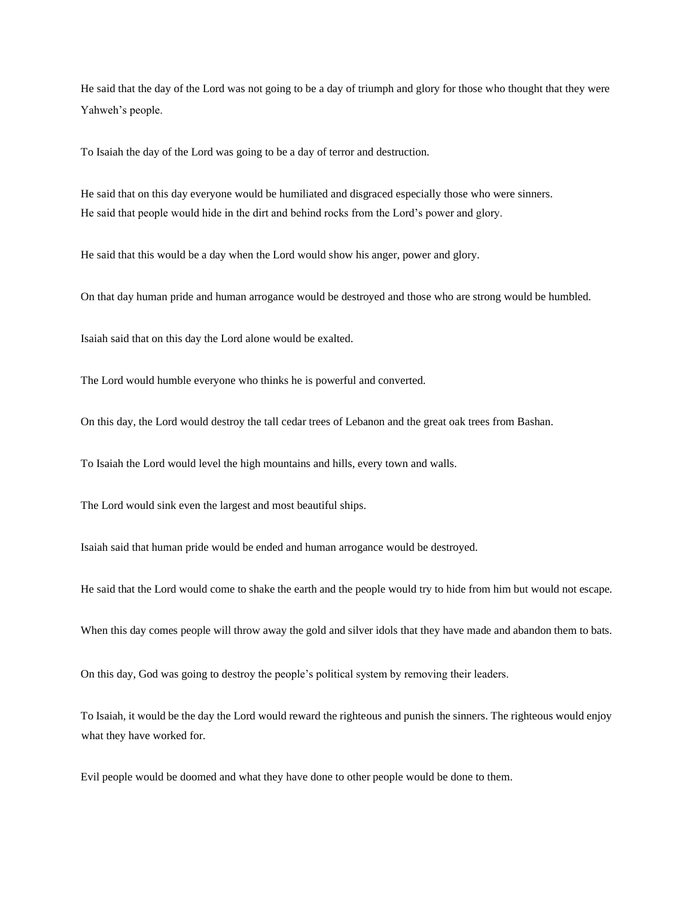He said that the day of the Lord was not going to be a day of triumph and glory for those who thought that they were Yahweh's people.

To Isaiah the day of the Lord was going to be a day of terror and destruction.

He said that on this day everyone would be humiliated and disgraced especially those who were sinners.
He said that people would hide in the dirt and behind rocks from the Lord's power and glory.

He said that this would be a day when the Lord would show his anger, power and glory.

On that day human pride and human arrogance would be destroyed and those who are strong would be humbled.

Isaiah said that on this day the Lord alone would be exalted.

The Lord would humble everyone who thinks he is powerful and converted.

On this day, the Lord would destroy the tall cedar trees of Lebanon and the great oak trees from Bashan.

To Isaiah the Lord would level the high mountains and hills, every town and walls.

The Lord would sink even the largest and most beautiful ships.

Isaiah said that human pride would be ended and human arrogance would be destroyed.

He said that the Lord would come to shake the earth and the people would try to hide from him but would not escape.

When this day comes people will throw away the gold and silver idols that they have made and abandon them to bats.

On this day, God was going to destroy the people's political system by removing their leaders.

To Isaiah, it would be the day the Lord would reward the righteous and punish the sinners. The righteous would enjoy what they have worked for.

Evil people would be doomed and what they have done to other people would be done to them.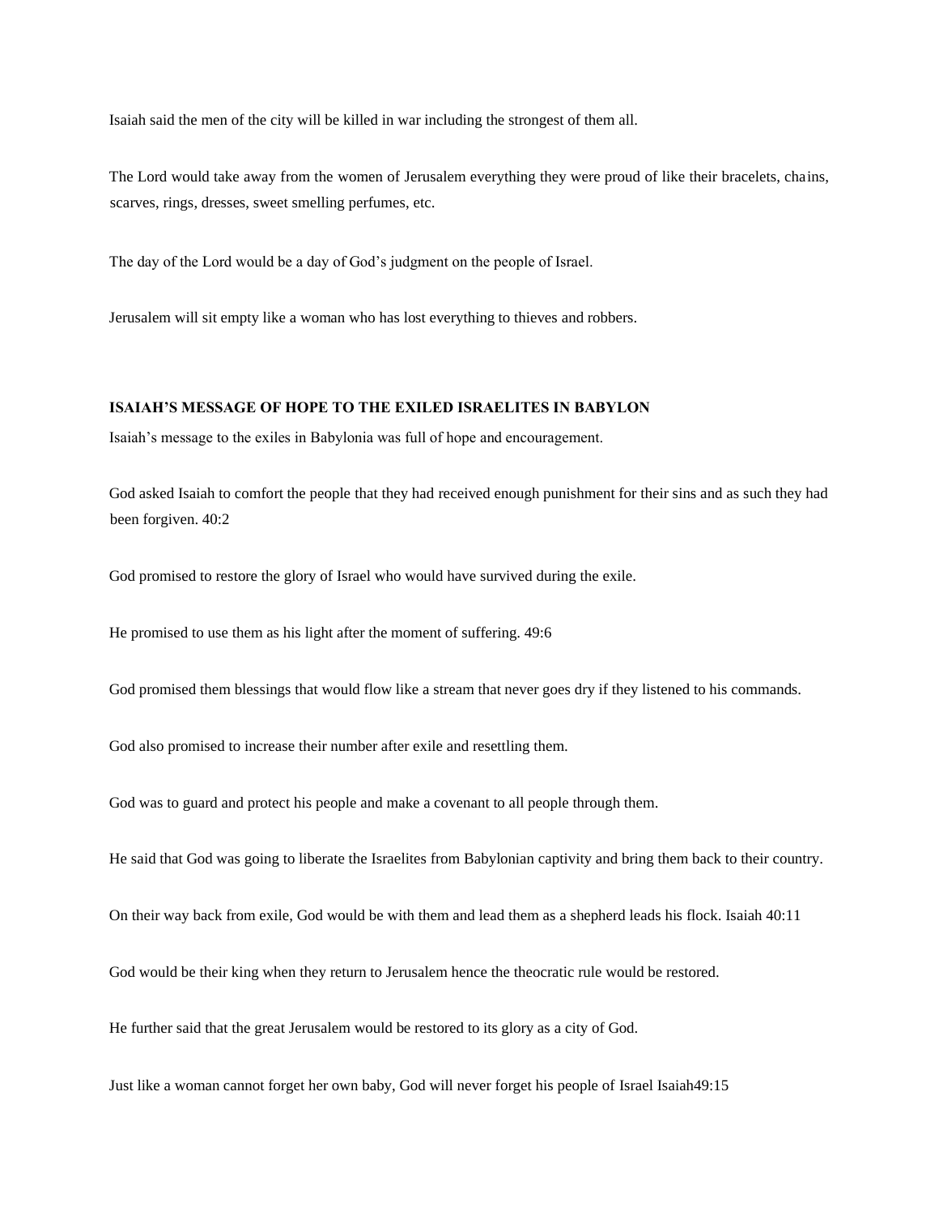Isaiah said the men of the city will be killed in war including the strongest of them all.

The Lord would take away from the women of Jerusalem everything they were proud of like their bracelets, chains, scarves, rings, dresses, sweet smelling perfumes, etc.

The day of the Lord would be a day of God's judgment on the people of Israel.

Jerusalem will sit empty like a woman who has lost everything to thieves and robbers.

**ISAIAH'S MESSAGE OF HOPE TO THE EXILED ISRAELITES IN BABYLON**

Isaiah's message to the exiles in Babylonia was full of hope and encouragement.

God asked Isaiah to comfort the people that they had received enough punishment for their sins and as such they had been forgiven. 40:2

God promised to restore the glory of Israel who would have survived during the exile.

He promised to use them as his light after the moment of suffering. 49:6

God promised them blessings that would flow like a stream that never goes dry if they listened to his commands.

God also promised to increase their number after exile and resettling them.

God was to guard and protect his people and make a covenant to all people through them.

He said that God was going to liberate the Israelites from Babylonian captivity and bring them back to their country.

On their way back from exile, God would be with them and lead them as a shepherd leads his flock. Isaiah 40:11

God would be their king when they return to Jerusalem hence the theocratic rule would be restored.

He further said that the great Jerusalem would be restored to its glory as a city of God.

Just like a woman cannot forget her own baby, God will never forget his people of Israel Isaiah49:15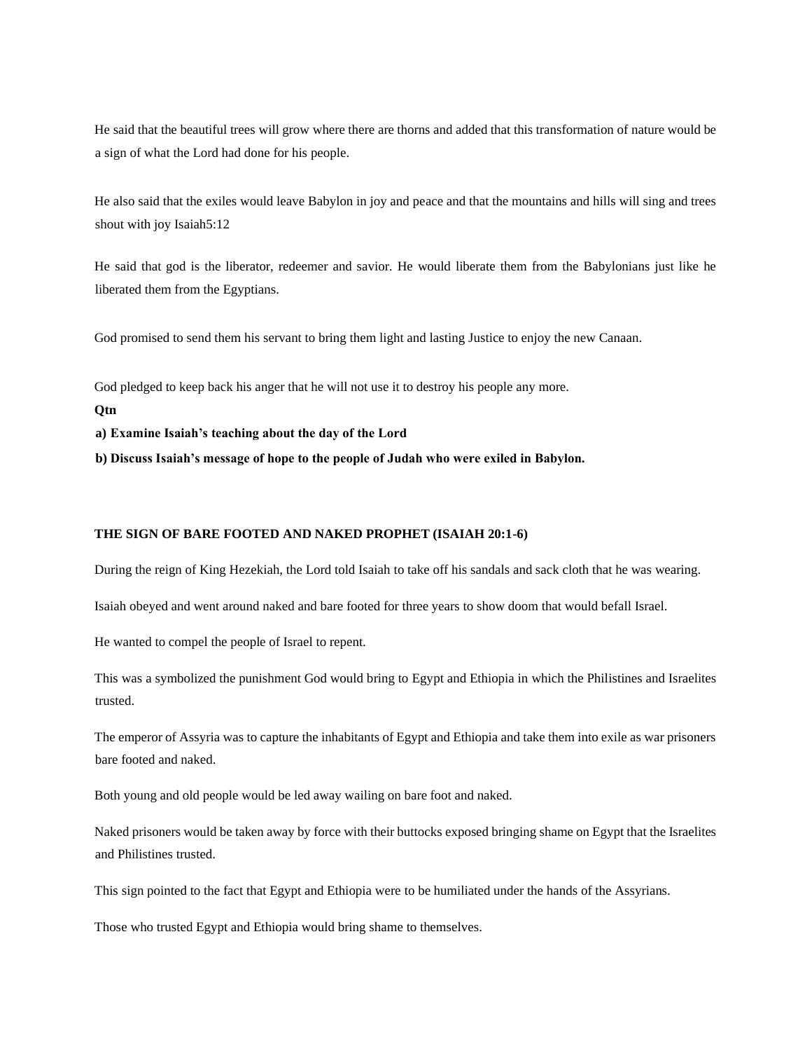He said that the beautiful trees will grow where there are thorns and added that this transformation of nature would be a sign of what the Lord had done for his people.

He also said that the exiles would leave Babylon in joy and peace and that the mountains and hills will sing and trees shout with joy Isaiah5:12

He said that god is the liberator, redeemer and savior. He would liberate them from the Babylonians just like he liberated them from the Egyptians.

God promised to send them his servant to bring them light and lasting Justice to enjoy the new Canaan.

God pledged to keep back his anger that he will not use it to destroy his people any more.

**Qtn**

**a) Examine Isaiah's teaching about the day of the Lord**

**b) Discuss Isaiah's message of hope to the people of Judah who were exiled in Babylon.**

**THE SIGN OF BARE FOOTED AND NAKED PROPHET (ISAIAH 20:1-6)**

During the reign of King Hezekiah, the Lord told Isaiah to take off his sandals and sack cloth that he was wearing.

Isaiah obeyed and went around naked and bare footed for three years to show doom that would befall Israel.

He wanted to compel the people of Israel to repent.

This was a symbolized the punishment God would bring to Egypt and Ethiopia in which the Philistines and Israelites trusted.

The emperor of Assyria was to capture the inhabitants of Egypt and Ethiopia and take them into exile as war prisoners bare footed and naked.

Both young and old people would be led away wailing on bare foot and naked.

Naked prisoners would be taken away by force with their buttocks exposed bringing shame on Egypt that the Israelites and Philistines trusted.

This sign pointed to the fact that Egypt and Ethiopia were to be humiliated under the hands of the Assyrians.

Those who trusted Egypt and Ethiopia would bring shame to themselves.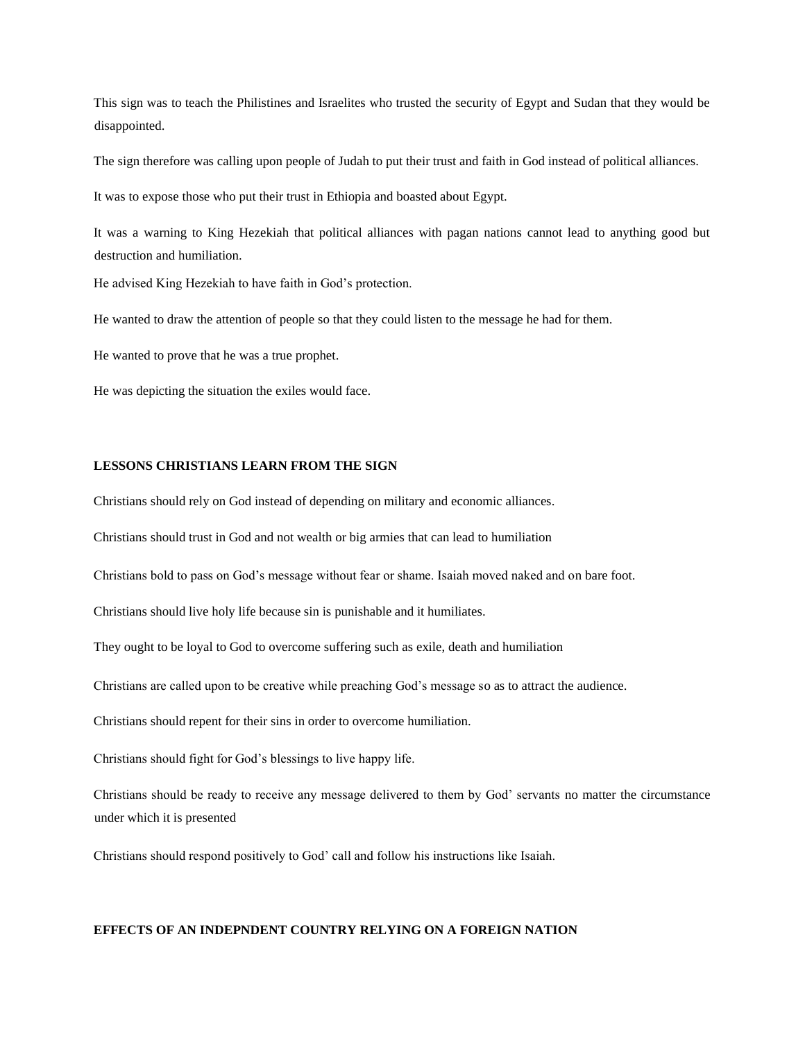This sign was to teach the Philistines and Israelites who trusted the security of Egypt and Sudan that they would be disappointed.

The sign therefore was calling upon people of Judah to put their trust and faith in God instead of political alliances.

It was to expose those who put their trust in Ethiopia and boasted about Egypt.

It was a warning to King Hezekiah that political alliances with pagan nations cannot lead to anything good but destruction and humiliation.

He advised King Hezekiah to have faith in God's protection.

He wanted to draw the attention of people so that they could listen to the message he had for them.

He wanted to prove that he was a true prophet.

He was depicting the situation the exiles would face.

**LESSONS CHRISTIANS LEARN FROM THE SIGN**

Christians should rely on God instead of depending on military and economic alliances.

Christians should trust in God and not wealth or big armies that can lead to humiliation

Christians bold to pass on God's message without fear or shame. Isaiah moved naked and on bare foot.

Christians should live holy life because sin is punishable and it humiliates.

They ought to be loyal to God to overcome suffering such as exile, death and humiliation

Christians are called upon to be creative while preaching God's message so as to attract the audience.

Christians should repent for their sins in order to overcome humiliation.

Christians should fight for God's blessings to live happy life.

Christians should be ready to receive any message delivered to them by God' servants no matter the circumstance under which it is presented

Christians should respond positively to God' call and follow his instructions like Isaiah.

**EFFECTS OF AN INDEPNDENT COUNTRY RELYING ON A FOREIGN NATION**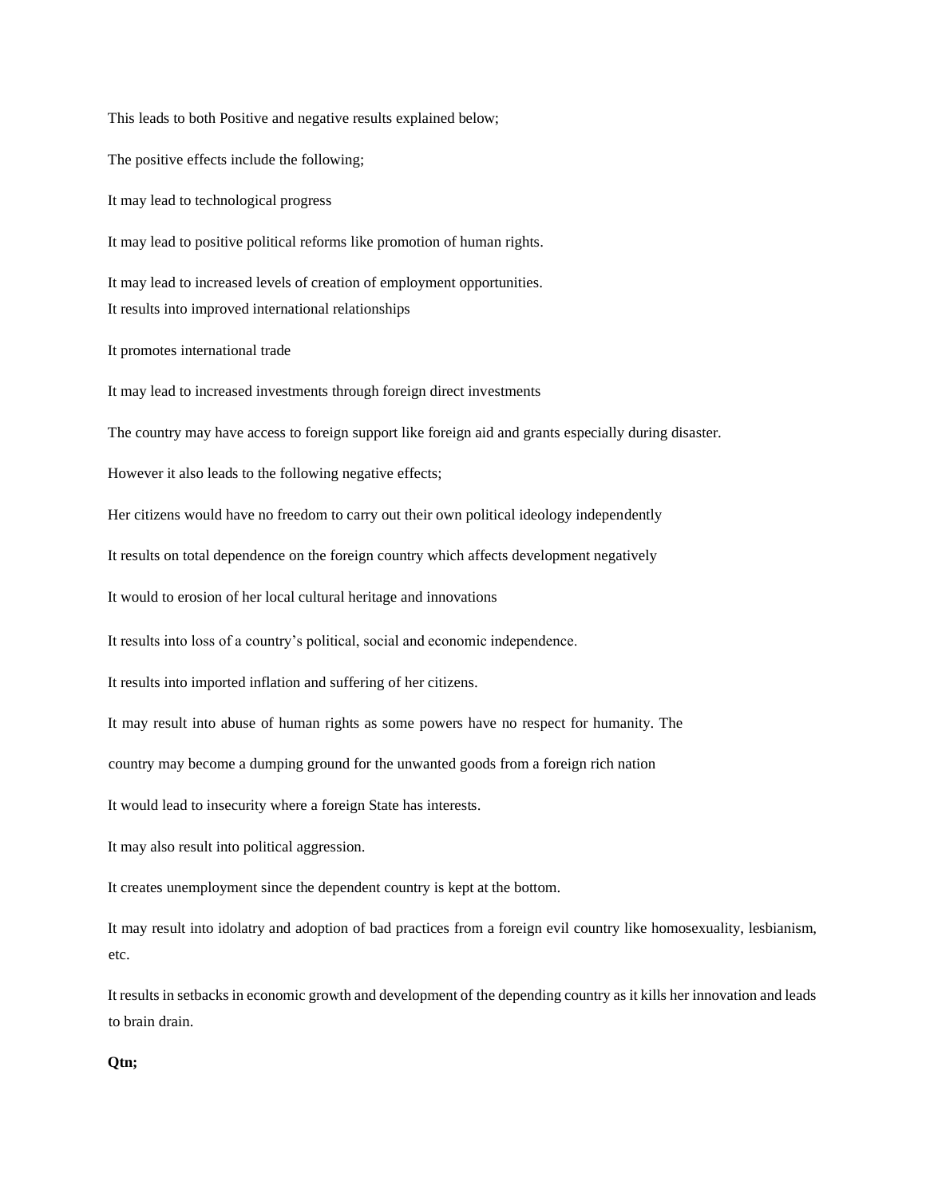This leads to both Positive and negative results explained below;

The positive effects include the following;

It may lead to technological progress

It may lead to positive political reforms like promotion of human rights.

It may lead to increased levels of creation of employment opportunities.
It results into improved international relationships

It promotes international trade

It may lead to increased investments through foreign direct investments

The country may have access to foreign support like foreign aid and grants especially during disaster.

However it also leads to the following negative effects;

Her citizens would have no freedom to carry out their own political ideology independently

It results on total dependence on the foreign country which affects development negatively

It would to erosion of her local cultural heritage and innovations

It results into loss of a country's political, social and economic independence.

It results into imported inflation and suffering of her citizens.

It may result into abuse of human rights as some powers have no respect for humanity. The

country may become a dumping ground for the unwanted goods from a foreign rich nation

It would lead to insecurity where a foreign State has interests.

It may also result into political aggression.

It creates unemployment since the dependent country is kept at the bottom.

It may result into idolatry and adoption of bad practices from a foreign evil country like homosexuality, lesbianism, etc.

It results in setbacks in economic growth and development of the depending country as it kills her innovation and leads to brain drain.

**Qtn;**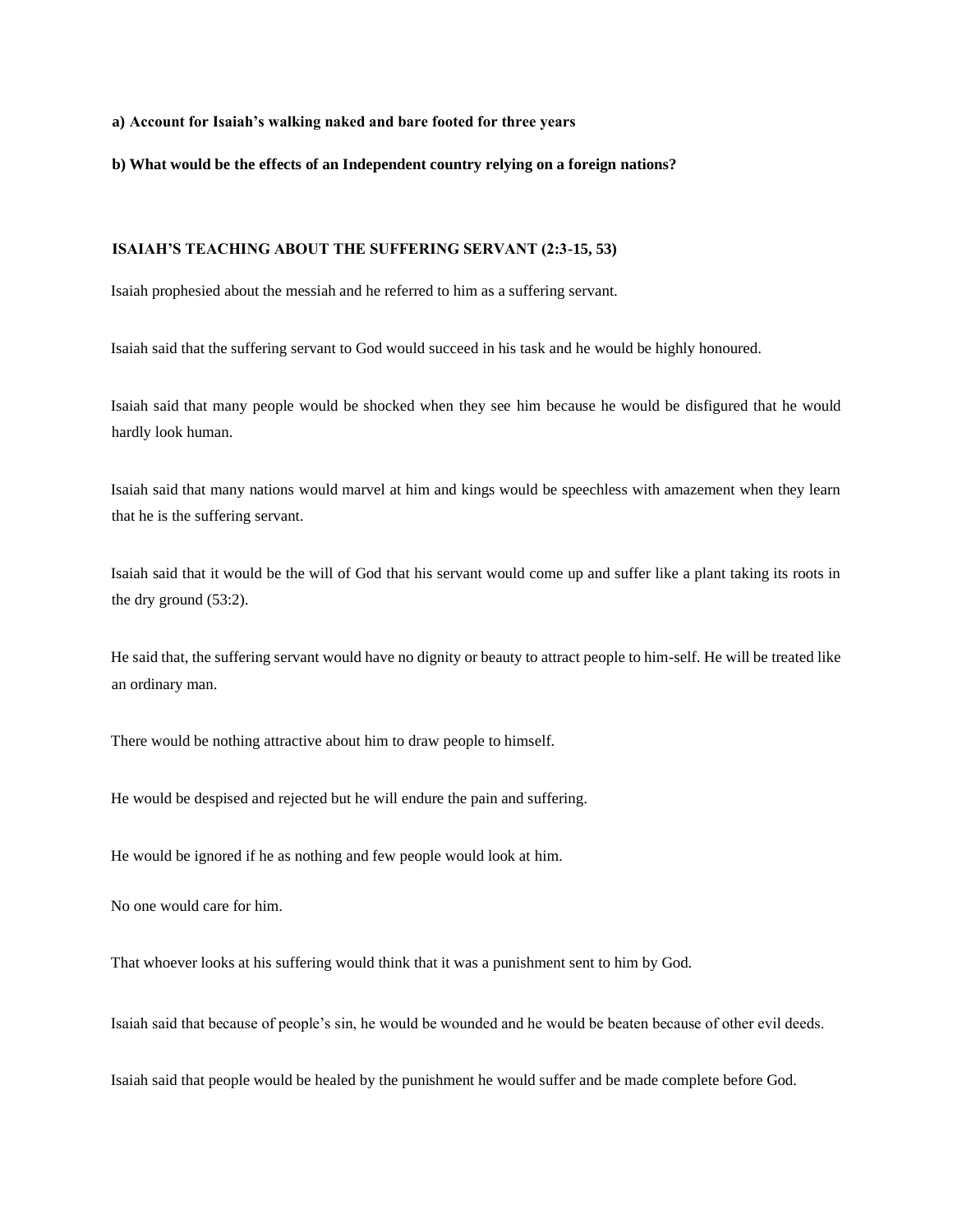**a) Account for Isaiah's walking naked and bare footed for three years**

**b) What would be the effects of an Independent country relying on a foreign nations?**

### ISAIAH'S TEACHING ABOUT THE SUFFERING SERVANT (2:3-15, 53)

Isaiah prophesied about the messiah and he referred to him as a suffering servant.

Isaiah said that the suffering servant to God would succeed in his task and he would be highly honoured.

Isaiah said that many people would be shocked when they see him because he would be disfigured that he would hardly look human.

Isaiah said that many nations would marvel at him and kings would be speechless with amazement when they learn that he is the suffering servant.

Isaiah said that it would be the will of God that his servant would come up and suffer like a plant taking its roots in the dry ground (53:2).

He said that, the suffering servant would have no dignity or beauty to attract people to him-self. He will be treated like an ordinary man.

There would be nothing attractive about him to draw people to himself.

He would be despised and rejected but he will endure the pain and suffering.

He would be ignored if he as nothing and few people would look at him.

No one would care for him.

That whoever looks at his suffering would think that it was a punishment sent to him by God.

Isaiah said that because of people's sin, he would be wounded and he would be beaten because of other evil deeds.

Isaiah said that people would be healed by the punishment he would suffer and be made complete before God.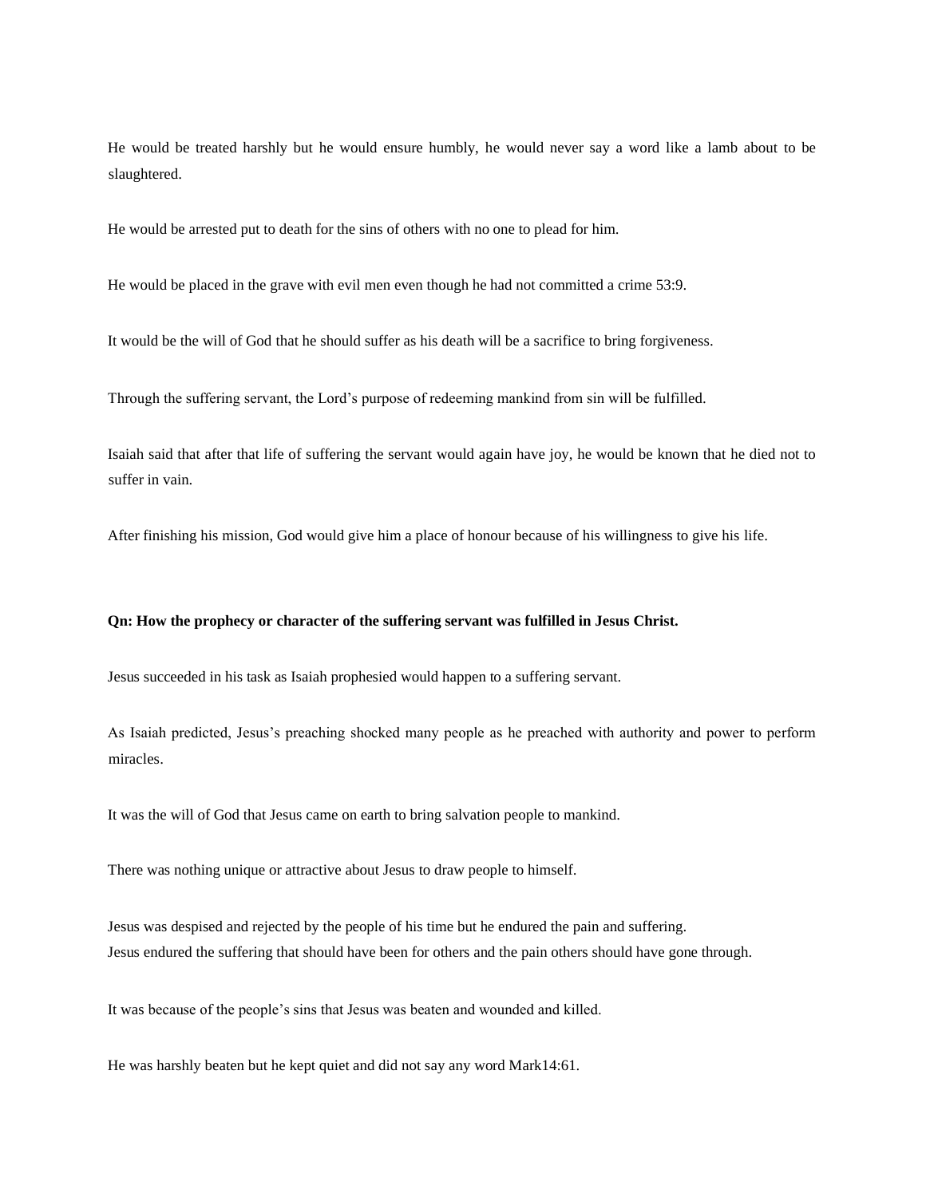He would be treated harshly but he would ensure humbly, he would never say a word like a lamb about to be slaughtered.

He would be arrested put to death for the sins of others with no one to plead for him.

He would be placed in the grave with evil men even though he had not committed a crime 53:9.

It would be the will of God that he should suffer as his death will be a sacrifice to bring forgiveness.

Through the suffering servant, the Lord's purpose of redeeming mankind from sin will be fulfilled.

Isaiah said that after that life of suffering the servant would again have joy, he would be known that he died not to suffer in vain.

After finishing his mission, God would give him a place of honour because of his willingness to give his life.

**Qn: How the prophecy or character of the suffering servant was fulfilled in Jesus Christ.**

Jesus succeeded in his task as Isaiah prophesied would happen to a suffering servant.

As Isaiah predicted, Jesus's preaching shocked many people as he preached with authority and power to perform miracles.

It was the will of God that Jesus came on earth to bring salvation people to mankind.

There was nothing unique or attractive about Jesus to draw people to himself.

Jesus was despised and rejected by the people of his time but he endured the pain and suffering.
Jesus endured the suffering that should have been for others and the pain others should have gone through.

It was because of the people's sins that Jesus was beaten and wounded and killed.

He was harshly beaten but he kept quiet and did not say any word Mark14:61.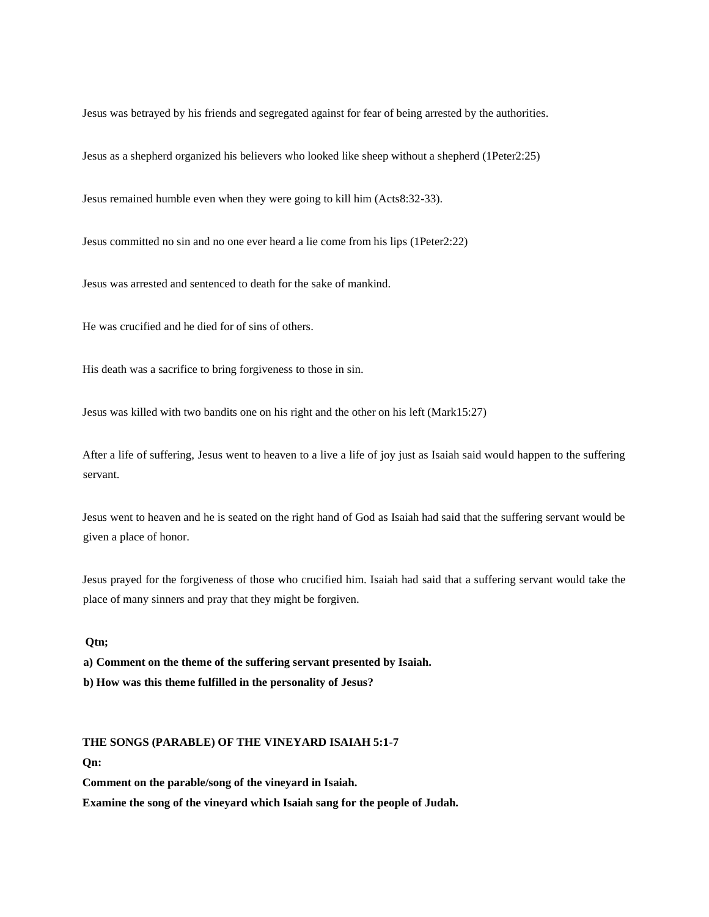Jesus was betrayed by his friends and segregated against for fear of being arrested by the authorities.

Jesus as a shepherd organized his believers who looked like sheep without a shepherd (1Peter2:25)

Jesus remained humble even when they were going to kill him (Acts8:32-33).

Jesus committed no sin and no one ever heard a lie come from his lips (1Peter2:22)

Jesus was arrested and sentenced to death for the sake of mankind.

He was crucified and he died for of sins of others.

His death was a sacrifice to bring forgiveness to those in sin.

Jesus was killed with two bandits one on his right and the other on his left (Mark15:27)

After a life of suffering, Jesus went to heaven to a live a life of joy just as Isaiah said would happen to the suffering servant.

Jesus went to heaven and he is seated on the right hand of God as Isaiah had said that the suffering servant would be given a place of honor.

Jesus prayed for the forgiveness of those who crucified him. Isaiah had said that a suffering servant would take the place of many sinners and pray that they might be forgiven.

**Qtn;**

**a) Comment on the theme of the suffering servant presented by Isaiah.**

**b) How was this theme fulfilled in the personality of Jesus?**

**THE SONGS (PARABLE) OF THE VINEYARD ISAIAH 5:1-7**

**Qn:**

**Comment on the parable/song of the vineyard in Isaiah.**

**Examine the song of the vineyard which Isaiah sang for the people of Judah.**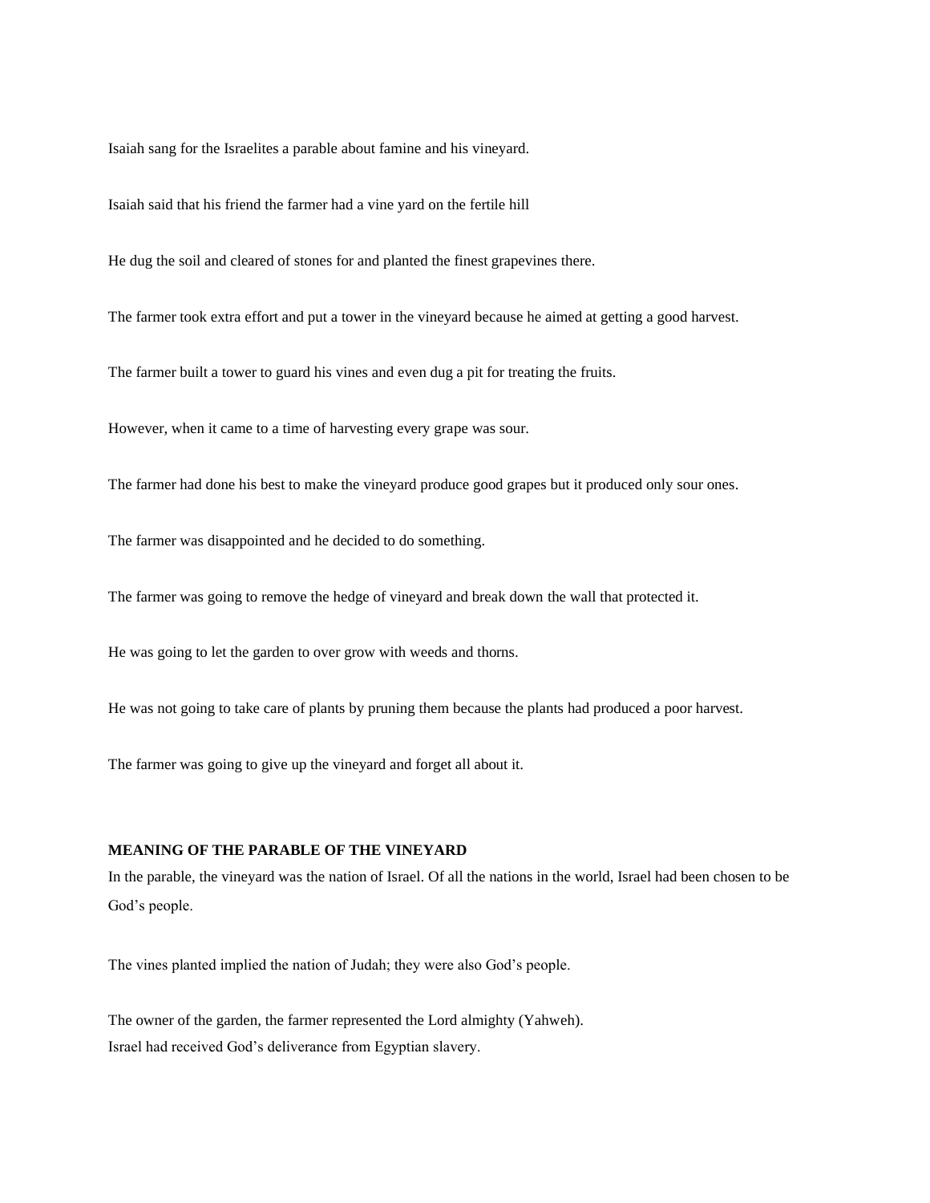Isaiah sang for the Israelites a parable about famine and his vineyard.

Isaiah said that his friend the farmer had a vine yard on the fertile hill

He dug the soil and cleared of stones for and planted the finest grapevines there.

The farmer took extra effort and put a tower in the vineyard because he aimed at getting a good harvest.

The farmer built a tower to guard his vines and even dug a pit for treating the fruits.

However, when it came to a time of harvesting every grape was sour.

The farmer had done his best to make the vineyard produce good grapes but it produced only sour ones.

The farmer was disappointed and he decided to do something.

The farmer was going to remove the hedge of vineyard and break down the wall that protected it.

He was going to let the garden to over grow with weeds and thorns.

He was not going to take care of plants by pruning them because the plants had produced a poor harvest.

The farmer was going to give up the vineyard and forget all about it.

**MEANING OF THE PARABLE OF THE VINEYARD**

In the parable, the vineyard was the nation of Israel. Of all the nations in the world, Israel had been chosen to be God's people.

The vines planted implied the nation of Judah; they were also God's people.

The owner of the garden, the farmer represented the Lord almighty (Yahweh).
Israel had received God's deliverance from Egyptian slavery.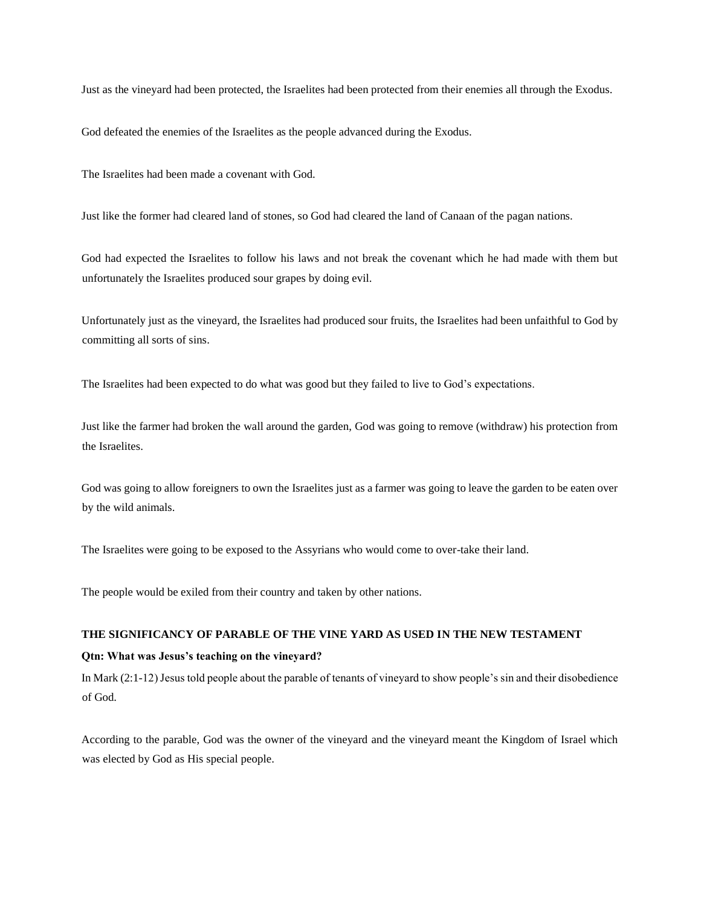Just as the vineyard had been protected, the Israelites had been protected from their enemies all through the Exodus.

God defeated the enemies of the Israelites as the people advanced during the Exodus.

The Israelites had been made a covenant with God.

Just like the former had cleared land of stones, so God had cleared the land of Canaan of the pagan nations.

God had expected the Israelites to follow his laws and not break the covenant which he had made with them but unfortunately the Israelites produced sour grapes by doing evil.

Unfortunately just as the vineyard, the Israelites had produced sour fruits, the Israelites had been unfaithful to God by committing all sorts of sins.

The Israelites had been expected to do what was good but they failed to live to God's expectations.

Just like the farmer had broken the wall around the garden, God was going to remove (withdraw) his protection from the Israelites.

God was going to allow foreigners to own the Israelites just as a farmer was going to leave the garden to be eaten over by the wild animals.

The Israelites were going to be exposed to the Assyrians who would come to over-take their land.

The people would be exiled from their country and taken by other nations.

**THE SIGNIFICANCY OF PARABLE OF THE VINE YARD AS USED IN THE NEW TESTAMENT**

**Qtn: What was Jesus's teaching on the vineyard?**

In Mark (2:1-12) Jesus told people about the parable of tenants of vineyard to show people's sin and their disobedience of God.

According to the parable, God was the owner of the vineyard and the vineyard meant the Kingdom of Israel which was elected by God as His special people.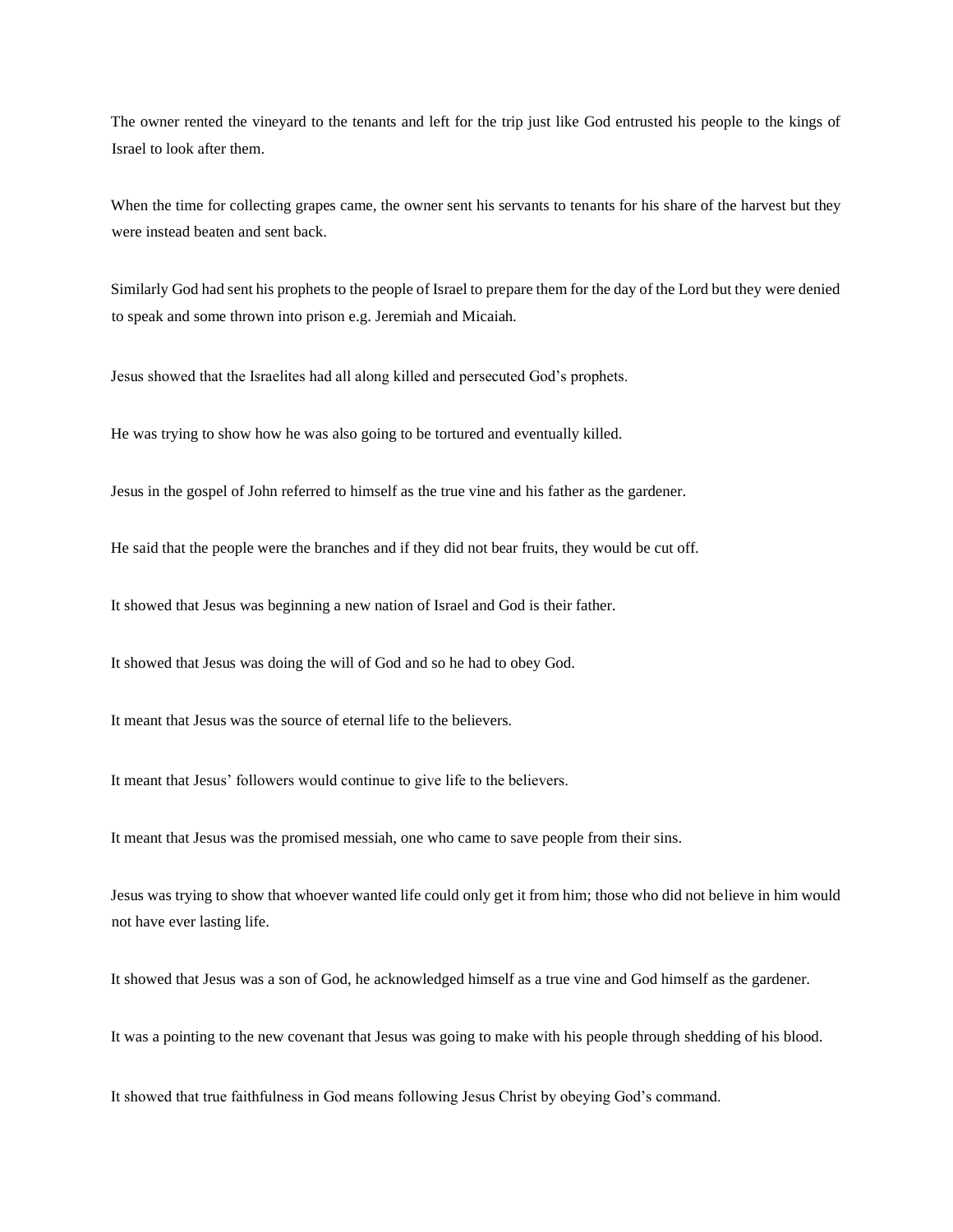The owner rented the vineyard to the tenants and left for the trip just like God entrusted his people to the kings of Israel to look after them.

When the time for collecting grapes came, the owner sent his servants to tenants for his share of the harvest but they were instead beaten and sent back.

Similarly God had sent his prophets to the people of Israel to prepare them for the day of the Lord but they were denied to speak and some thrown into prison e.g. Jeremiah and Micaiah.

Jesus showed that the Israelites had all along killed and persecuted God's prophets.

He was trying to show how he was also going to be tortured and eventually killed.

Jesus in the gospel of John referred to himself as the true vine and his father as the gardener.

He said that the people were the branches and if they did not bear fruits, they would be cut off.

It showed that Jesus was beginning a new nation of Israel and God is their father.

It showed that Jesus was doing the will of God and so he had to obey God.

It meant that Jesus was the source of eternal life to the believers.

It meant that Jesus' followers would continue to give life to the believers.

It meant that Jesus was the promised messiah, one who came to save people from their sins.

Jesus was trying to show that whoever wanted life could only get it from him; those who did not believe in him would not have ever lasting life.

It showed that Jesus was a son of God, he acknowledged himself as a true vine and God himself as the gardener.

It was a pointing to the new covenant that Jesus was going to make with his people through shedding of his blood.

It showed that true faithfulness in God means following Jesus Christ by obeying God's command.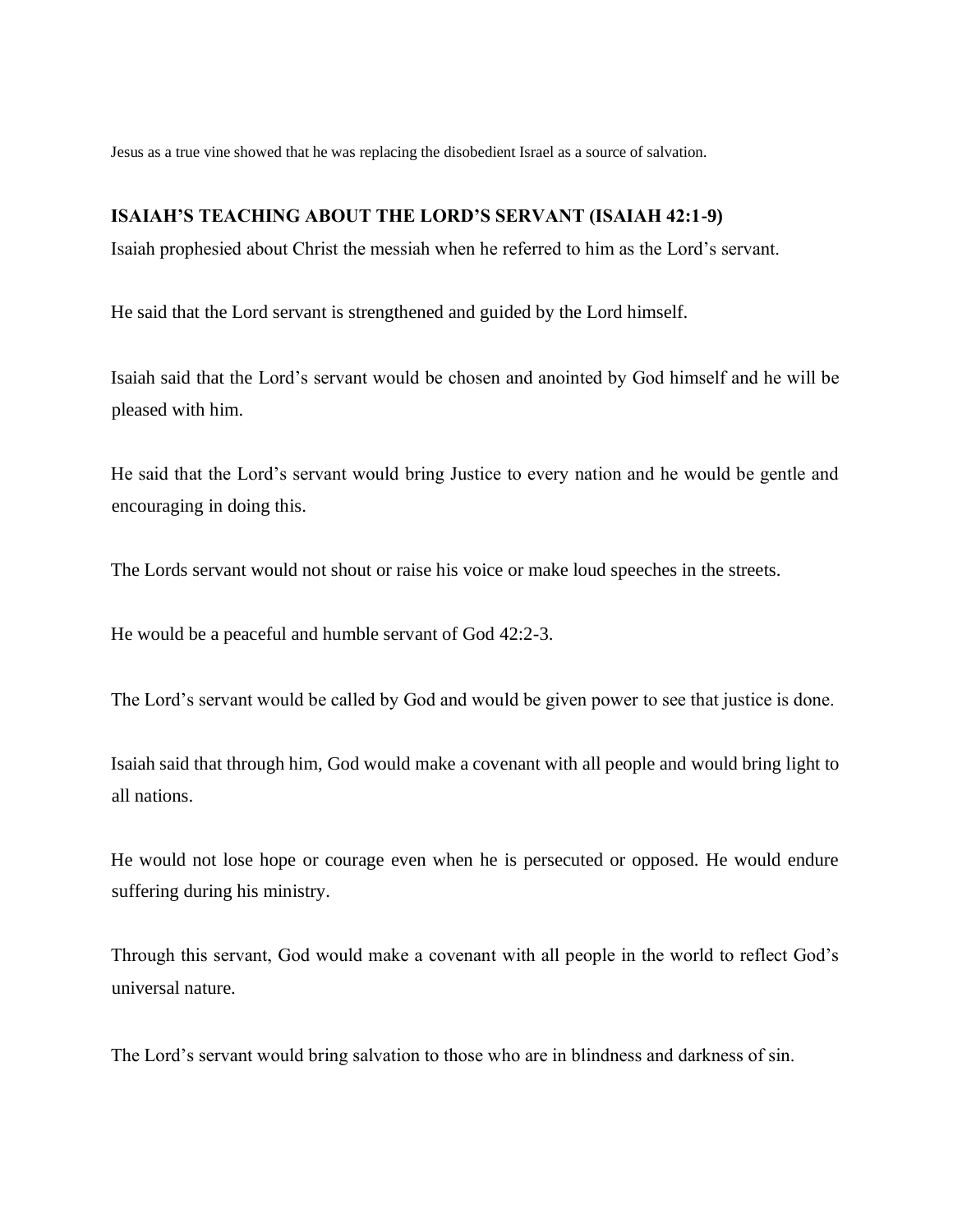Jesus as a true vine showed that he was replacing the disobedient Israel as a source of salvation.

**ISAIAH'S TEACHING ABOUT THE LORD'S SERVANT (ISAIAH 42:1-9)**

Isaiah prophesied about Christ the messiah when he referred to him as the Lord's servant.

He said that the Lord servant is strengthened and guided by the Lord himself.

Isaiah said that the Lord's servant would be chosen and anointed by God himself and he will be pleased with him.

He said that the Lord's servant would bring Justice to every nation and he would be gentle and encouraging in doing this.

The Lords servant would not shout or raise his voice or make loud speeches in the streets.

He would be a peaceful and humble servant of God 42:2-3.

The Lord's servant would be called by God and would be given power to see that justice is done.

Isaiah said that through him, God would make a covenant with all people and would bring light to all nations.

He would not lose hope or courage even when he is persecuted or opposed. He would endure suffering during his ministry.

Through this servant, God would make a covenant with all people in the world to reflect God's universal nature.

The Lord's servant would bring salvation to those who are in blindness and darkness of sin.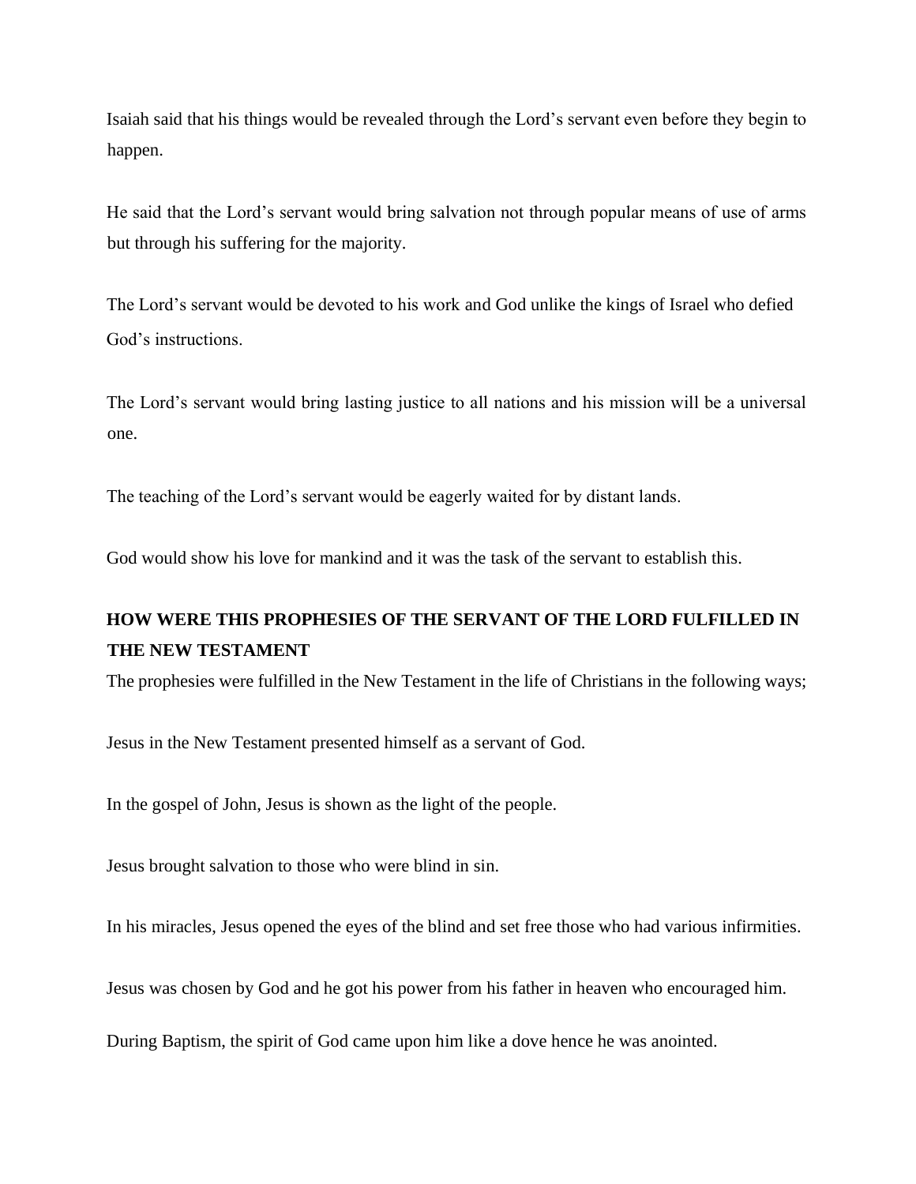Isaiah said that his things would be revealed through the Lord's servant even before they begin to happen.

He said that the Lord's servant would bring salvation not through popular means of use of arms but through his suffering for the majority.

The Lord's servant would be devoted to his work and God unlike the kings of Israel who defied God's instructions.

The Lord's servant would bring lasting justice to all nations and his mission will be a universal one.

The teaching of the Lord's servant would be eagerly waited for by distant lands.

God would show his love for mankind and it was the task of the servant to establish this.

**HOW WERE THIS PROPHESIES OF THE SERVANT OF THE LORD FULFILLED IN THE NEW TESTAMENT**

The prophesies were fulfilled in the New Testament in the life of Christians in the following ways;

Jesus in the New Testament presented himself as a servant of God.

In the gospel of John, Jesus is shown as the light of the people.

Jesus brought salvation to those who were blind in sin.

In his miracles, Jesus opened the eyes of the blind and set free those who had various infirmities.

Jesus was chosen by God and he got his power from his father in heaven who encouraged him.

During Baptism, the spirit of God came upon him like a dove hence he was anointed.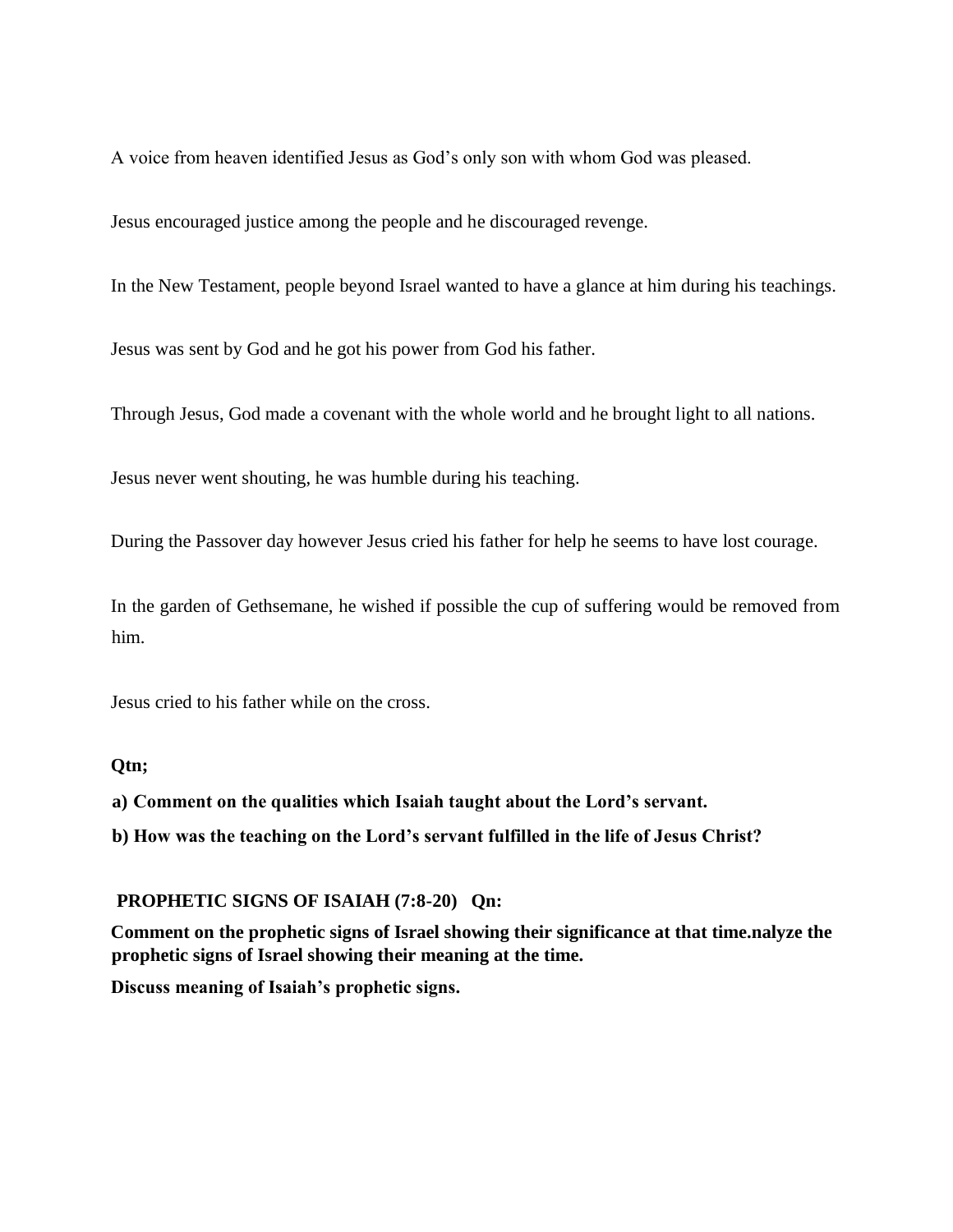A voice from heaven identified Jesus as God's only son with whom God was pleased.

Jesus encouraged justice among the people and he discouraged revenge.

In the New Testament, people beyond Israel wanted to have a glance at him during his teachings.

Jesus was sent by God and he got his power from God his father.

Through Jesus, God made a covenant with the whole world and he brought light to all nations.

Jesus never went shouting, he was humble during his teaching.

During the Passover day however Jesus cried his father for help he seems to have lost courage.

In the garden of Gethsemane, he wished if possible the cup of suffering would be removed from him.

Jesus cried to his father while on the cross.

**Qtn;**

**a) Comment on the qualities which Isaiah taught about the Lord's servant.**

**b) How was the teaching on the Lord's servant fulfilled in the life of Jesus Christ?**

**PROPHETIC SIGNS OF ISAIAH (7:8-20) Qn:**

**Comment on the prophetic signs of Israel showing their significance at that time.nalyze the prophetic signs of Israel showing their meaning at the time.**

**Discuss meaning of Isaiah's prophetic signs.**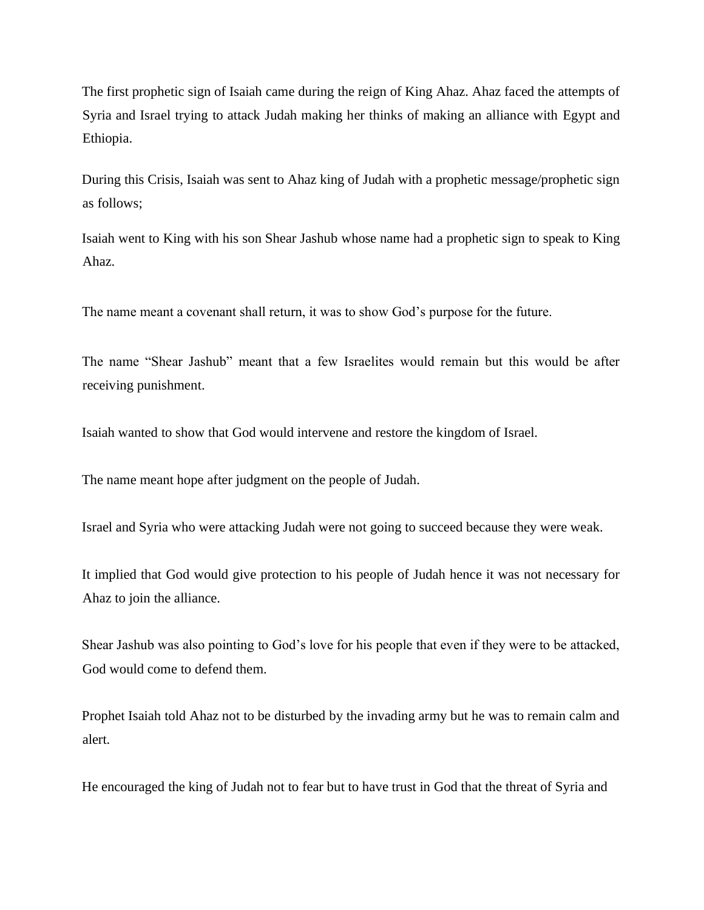The first prophetic sign of Isaiah came during the reign of King Ahaz. Ahaz faced the attempts of Syria and Israel trying to attack Judah making her thinks of making an alliance with Egypt and Ethiopia.

During this Crisis, Isaiah was sent to Ahaz king of Judah with a prophetic message/prophetic sign as follows;

Isaiah went to King with his son Shear Jashub whose name had a prophetic sign to speak to King Ahaz.

The name meant a covenant shall return, it was to show God's purpose for the future.

The name "Shear Jashub" meant that a few Israelites would remain but this would be after receiving punishment.

Isaiah wanted to show that God would intervene and restore the kingdom of Israel.

The name meant hope after judgment on the people of Judah.

Israel and Syria who were attacking Judah were not going to succeed because they were weak.

It implied that God would give protection to his people of Judah hence it was not necessary for Ahaz to join the alliance.

Shear Jashub was also pointing to God's love for his people that even if they were to be attacked, God would come to defend them.

Prophet Isaiah told Ahaz not to be disturbed by the invading army but he was to remain calm and alert.

He encouraged the king of Judah not to fear but to have trust in God that the threat of Syria and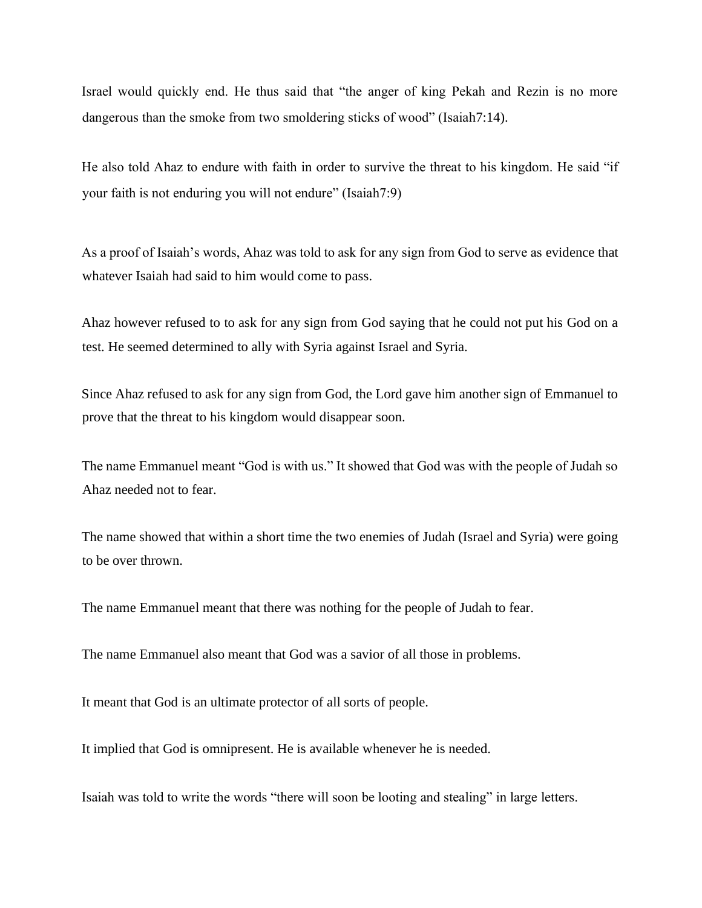Israel would quickly end. He thus said that “the anger of king Pekah and Rezin is no more dangerous than the smoke from two smoldering sticks of wood” (Isaiah7:14).

He also told Ahaz to endure with faith in order to survive the threat to his kingdom. He said “if your faith is not enduring you will not endure” (Isaiah7:9)

As a proof of Isaiah’s words, Ahaz was told to ask for any sign from God to serve as evidence that whatever Isaiah had said to him would come to pass.

Ahaz however refused to to ask for any sign from God saying that he could not put his God on a test. He seemed determined to ally with Syria against Israel and Syria.

Since Ahaz refused to ask for any sign from God, the Lord gave him another sign of Emmanuel to prove that the threat to his kingdom would disappear soon.

The name Emmanuel meant “God is with us.” It showed that God was with the people of Judah so Ahaz needed not to fear.

The name showed that within a short time the two enemies of Judah (Israel and Syria) were going to be over thrown.

The name Emmanuel meant that there was nothing for the people of Judah to fear.

The name Emmanuel also meant that God was a savior of all those in problems.

It meant that God is an ultimate protector of all sorts of people.

It implied that God is omnipresent. He is available whenever he is needed.

Isaiah was told to write the words “there will soon be looting and stealing” in large letters.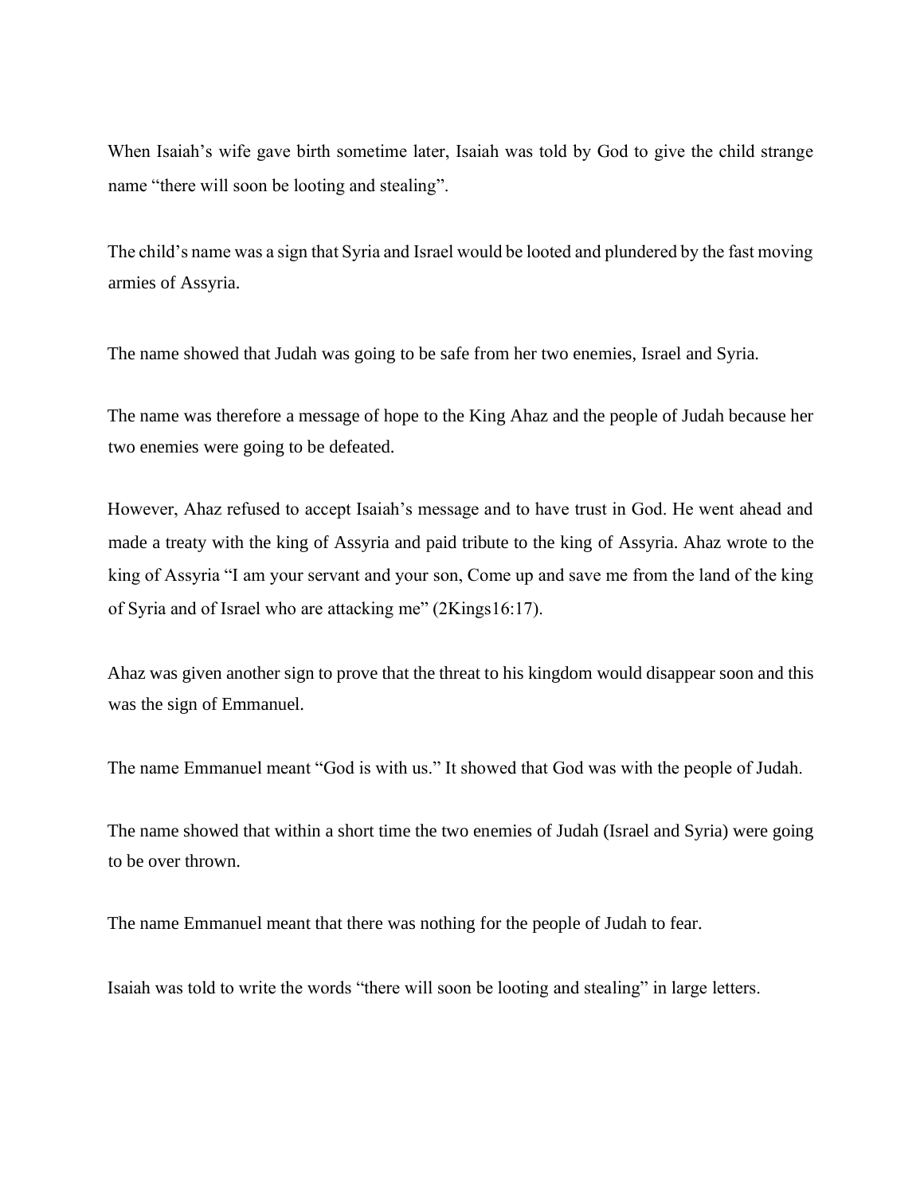When Isaiah's wife gave birth sometime later, Isaiah was told by God to give the child strange name "there will soon be looting and stealing".

The child's name was a sign that Syria and Israel would be looted and plundered by the fast moving armies of Assyria.

The name showed that Judah was going to be safe from her two enemies, Israel and Syria.

The name was therefore a message of hope to the King Ahaz and the people of Judah because her two enemies were going to be defeated.

However, Ahaz refused to accept Isaiah's message and to have trust in God. He went ahead and made a treaty with the king of Assyria and paid tribute to the king of Assyria. Ahaz wrote to the king of Assyria "I am your servant and your son, Come up and save me from the land of the king of Syria and of Israel who are attacking me" (2Kings16:17).

Ahaz was given another sign to prove that the threat to his kingdom would disappear soon and this was the sign of Emmanuel.

The name Emmanuel meant "God is with us." It showed that God was with the people of Judah.

The name showed that within a short time the two enemies of Judah (Israel and Syria) were going to be over thrown.

The name Emmanuel meant that there was nothing for the people of Judah to fear.

Isaiah was told to write the words "there will soon be looting and stealing" in large letters.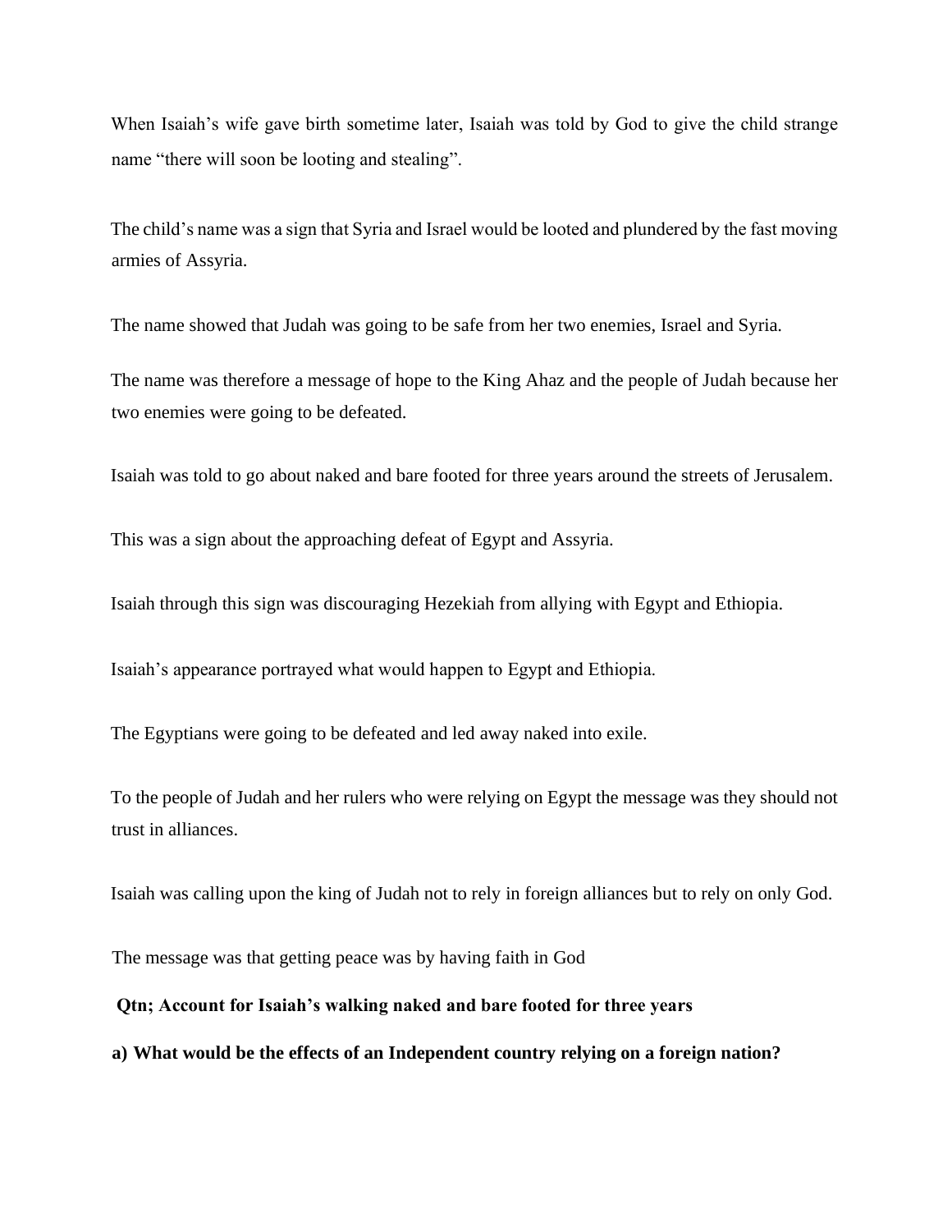When Isaiah's wife gave birth sometime later, Isaiah was told by God to give the child strange name "there will soon be looting and stealing".

The child's name was a sign that Syria and Israel would be looted and plundered by the fast moving armies of Assyria.

The name showed that Judah was going to be safe from her two enemies, Israel and Syria.

The name was therefore a message of hope to the King Ahaz and the people of Judah because her two enemies were going to be defeated.

Isaiah was told to go about naked and bare footed for three years around the streets of Jerusalem.

This was a sign about the approaching defeat of Egypt and Assyria.

Isaiah through this sign was discouraging Hezekiah from allying with Egypt and Ethiopia.

Isaiah's appearance portrayed what would happen to Egypt and Ethiopia.

The Egyptians were going to be defeated and led away naked into exile.

To the people of Judah and her rulers who were relying on Egypt the message was they should not trust in alliances.

Isaiah was calling upon the king of Judah not to rely in foreign alliances but to rely on only God.

The message was that getting peace was by having faith in God

**Qtn; Account for Isaiah's walking naked and bare footed for three years**

**a) What would be the effects of an Independent country relying on a foreign nation?**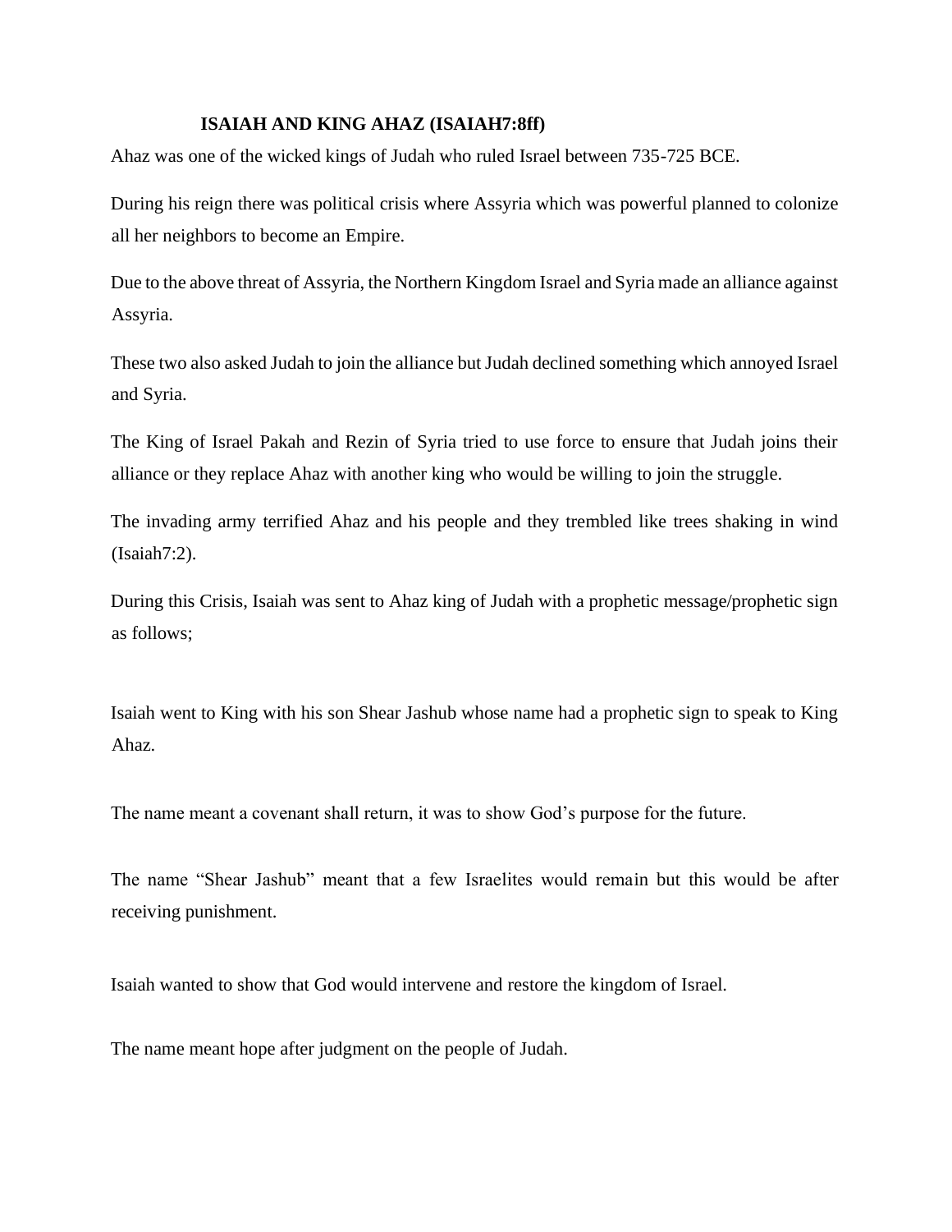## ISAIAH AND KING AHAZ (ISAIAH7:8ff)

Ahaz was one of the wicked kings of Judah who ruled Israel between 735-725 BCE.

During his reign there was political crisis where Assyria which was powerful planned to colonize all her neighbors to become an Empire.

Due to the above threat of Assyria, the Northern Kingdom Israel and Syria made an alliance against Assyria.

These two also asked Judah to join the alliance but Judah declined something which annoyed Israel and Syria.

The King of Israel Pakah and Rezin of Syria tried to use force to ensure that Judah joins their alliance or they replace Ahaz with another king who would be willing to join the struggle.

The invading army terrified Ahaz and his people and they trembled like trees shaking in wind (Isaiah7:2).

During this Crisis, Isaiah was sent to Ahaz king of Judah with a prophetic message/prophetic sign as follows;

Isaiah went to King with his son Shear Jashub whose name had a prophetic sign to speak to King Ahaz.

The name meant a covenant shall return, it was to show God's purpose for the future.

The name "Shear Jashub" meant that a few Israelites would remain but this would be after receiving punishment.

Isaiah wanted to show that God would intervene and restore the kingdom of Israel.

The name meant hope after judgment on the people of Judah.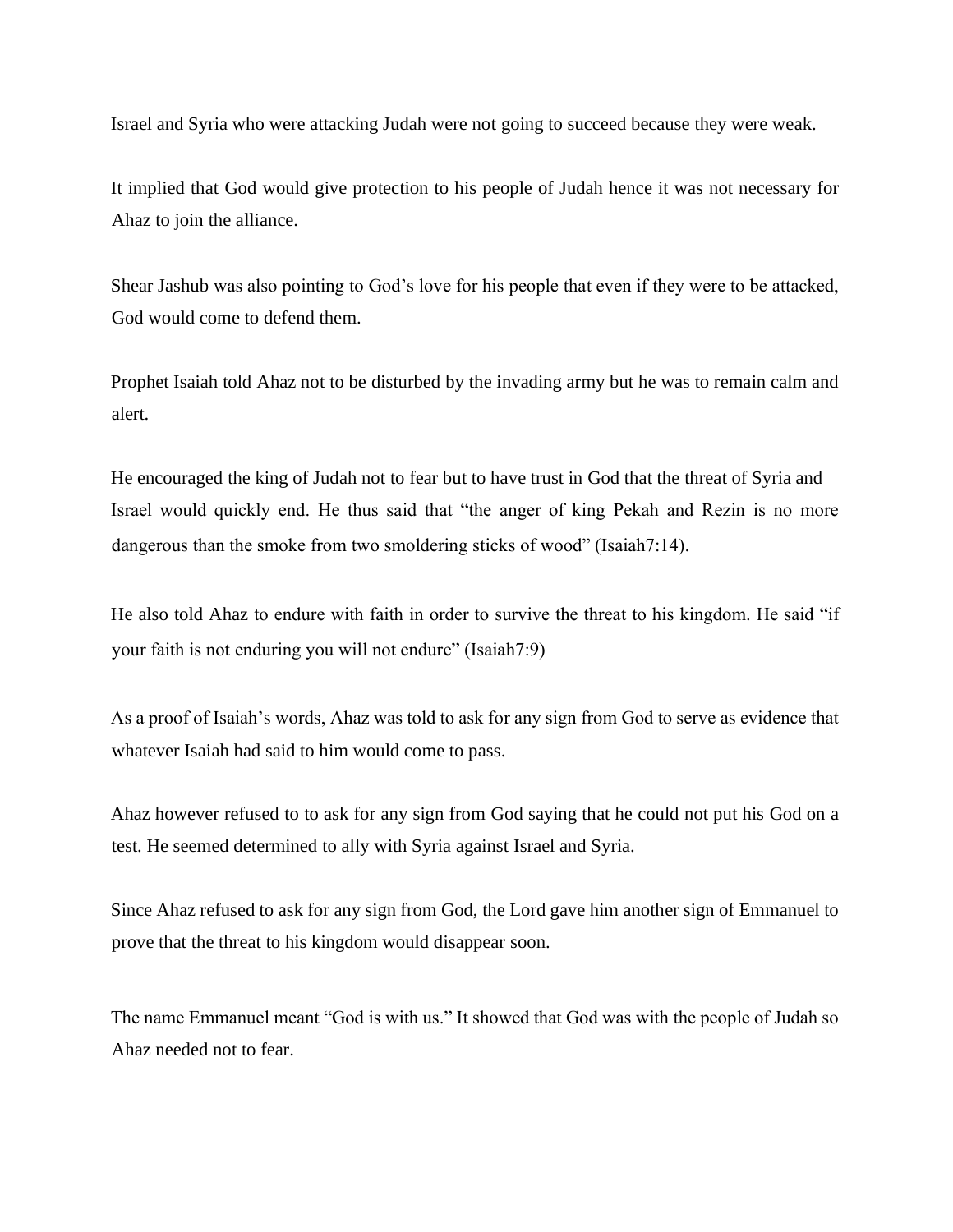Israel and Syria who were attacking Judah were not going to succeed because they were weak.

It implied that God would give protection to his people of Judah hence it was not necessary for Ahaz to join the alliance.

Shear Jashub was also pointing to God's love for his people that even if they were to be attacked, God would come to defend them.

Prophet Isaiah told Ahaz not to be disturbed by the invading army but he was to remain calm and alert.

He encouraged the king of Judah not to fear but to have trust in God that the threat of Syria and Israel would quickly end. He thus said that "the anger of king Pekah and Rezin is no more dangerous than the smoke from two smoldering sticks of wood" (Isaiah7:14).

He also told Ahaz to endure with faith in order to survive the threat to his kingdom. He said "if your faith is not enduring you will not endure" (Isaiah7:9)

As a proof of Isaiah's words, Ahaz was told to ask for any sign from God to serve as evidence that whatever Isaiah had said to him would come to pass.

Ahaz however refused to to ask for any sign from God saying that he could not put his God on a test. He seemed determined to ally with Syria against Israel and Syria.

Since Ahaz refused to ask for any sign from God, the Lord gave him another sign of Emmanuel to prove that the threat to his kingdom would disappear soon.

The name Emmanuel meant "God is with us." It showed that God was with the people of Judah so Ahaz needed not to fear.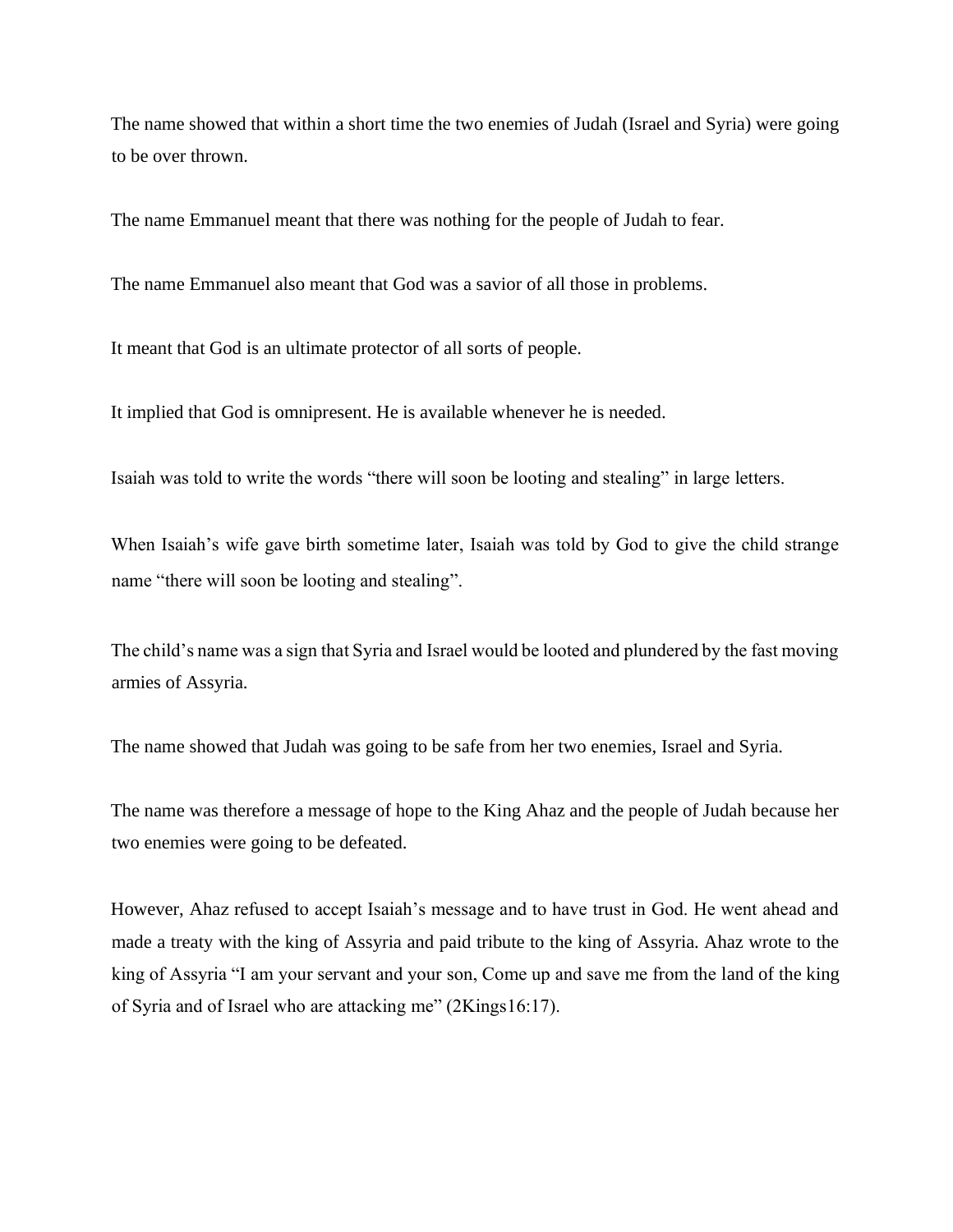The name showed that within a short time the two enemies of Judah (Israel and Syria) were going to be over thrown.

The name Emmanuel meant that there was nothing for the people of Judah to fear.

The name Emmanuel also meant that God was a savior of all those in problems.

It meant that God is an ultimate protector of all sorts of people.

It implied that God is omnipresent. He is available whenever he is needed.

Isaiah was told to write the words "there will soon be looting and stealing" in large letters.

When Isaiah's wife gave birth sometime later, Isaiah was told by God to give the child strange name "there will soon be looting and stealing".

The child's name was a sign that Syria and Israel would be looted and plundered by the fast moving armies of Assyria.

The name showed that Judah was going to be safe from her two enemies, Israel and Syria.

The name was therefore a message of hope to the King Ahaz and the people of Judah because her two enemies were going to be defeated.

However, Ahaz refused to accept Isaiah's message and to have trust in God. He went ahead and made a treaty with the king of Assyria and paid tribute to the king of Assyria. Ahaz wrote to the king of Assyria "I am your servant and your son, Come up and save me from the land of the king of Syria and of Israel who are attacking me" (2Kings16:17).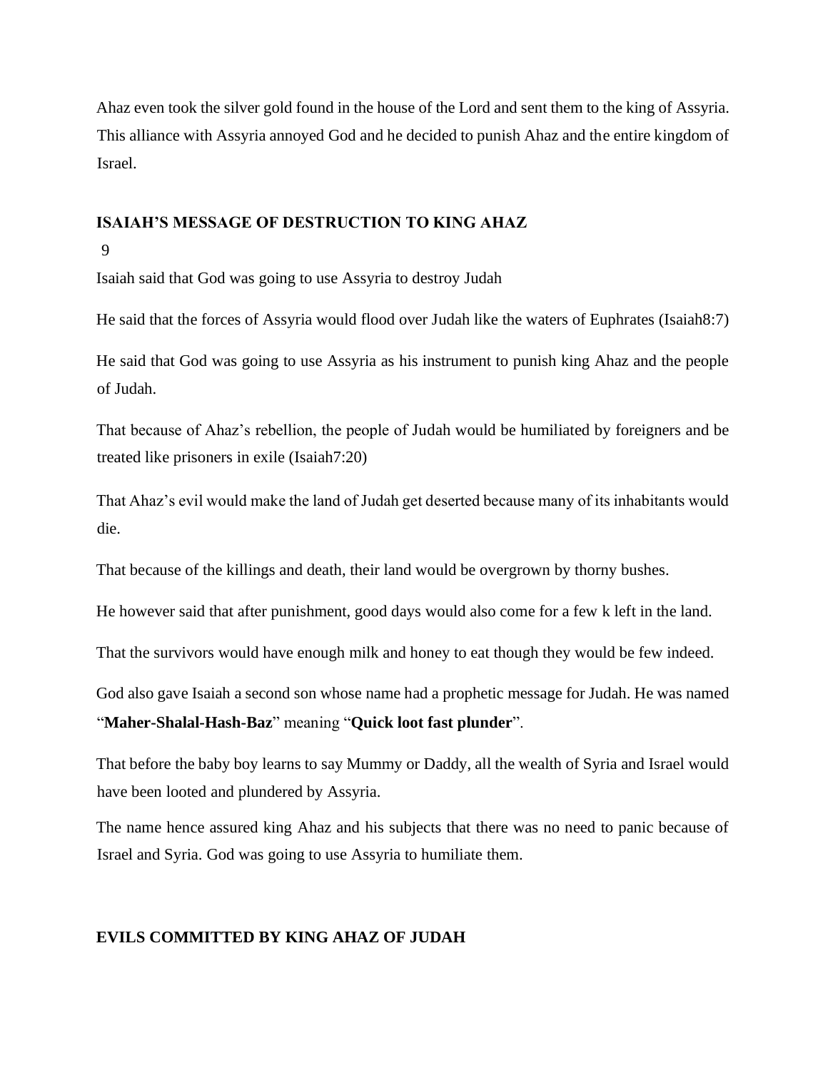Ahaz even took the silver gold found in the house of the Lord and sent them to the king of Assyria. This alliance with Assyria annoyed God and he decided to punish Ahaz and the entire kingdom of Israel.

## ISAIAH'S MESSAGE OF DESTRUCTION TO KING AHAZ

9

Isaiah said that God was going to use Assyria to destroy Judah

He said that the forces of Assyria would flood over Judah like the waters of Euphrates (Isaiah8:7)

He said that God was going to use Assyria as his instrument to punish king Ahaz and the people of Judah.

That because of Ahaz's rebellion, the people of Judah would be humiliated by foreigners and be treated like prisoners in exile (Isaiah7:20)

That Ahaz's evil would make the land of Judah get deserted because many of its inhabitants would die.

That because of the killings and death, their land would be overgrown by thorny bushes.

He however said that after punishment, good days would also come for a few k left in the land.

That the survivors would have enough milk and honey to eat though they would be few indeed.

God also gave Isaiah a second son whose name had a prophetic message for Judah. He was named "**Maher-Shalal-Hash-Baz**" meaning "**Quick loot fast plunder**".

That before the baby boy learns to say Mummy or Daddy, all the wealth of Syria and Israel would have been looted and plundered by Assyria.

The name hence assured king Ahaz and his subjects that there was no need to panic because of Israel and Syria. God was going to use Assyria to humiliate them.

## EVILS COMMITTED BY KING AHAZ OF JUDAH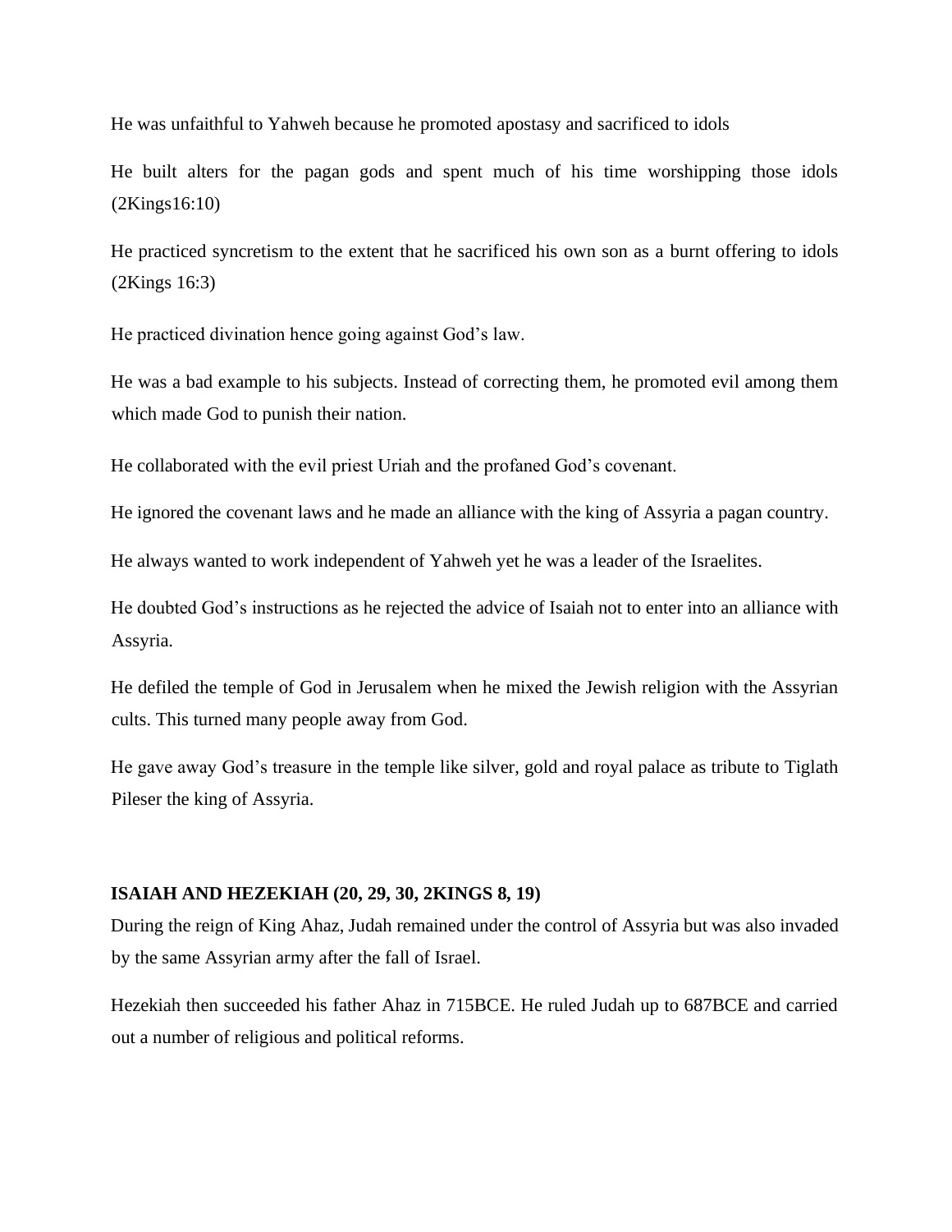He was unfaithful to Yahweh because he promoted apostasy and sacrificed to idols

He built alters for the pagan gods and spent much of his time worshipping those idols (2Kings16:10)

He practiced syncretism to the extent that he sacrificed his own son as a burnt offering to idols (2Kings 16:3)

He practiced divination hence going against God's law.

He was a bad example to his subjects. Instead of correcting them, he promoted evil among them which made God to punish their nation.

He collaborated with the evil priest Uriah and the profaned God's covenant.

He ignored the covenant laws and he made an alliance with the king of Assyria a pagan country.

He always wanted to work independent of Yahweh yet he was a leader of the Israelites.

He doubted God's instructions as he rejected the advice of Isaiah not to enter into an alliance with Assyria.

He defiled the temple of God in Jerusalem when he mixed the Jewish religion with the Assyrian cults. This turned many people away from God.

He gave away God's treasure in the temple like silver, gold and royal palace as tribute to Tiglath Pileser the king of Assyria.

**ISAIAH AND HEZEKIAH (20, 29, 30, 2KINGS 8, 19)**

During the reign of King Ahaz, Judah remained under the control of Assyria but was also invaded by the same Assyrian army after the fall of Israel.

Hezekiah then succeeded his father Ahaz in 715BCE. He ruled Judah up to 687BCE and carried out a number of religious and political reforms.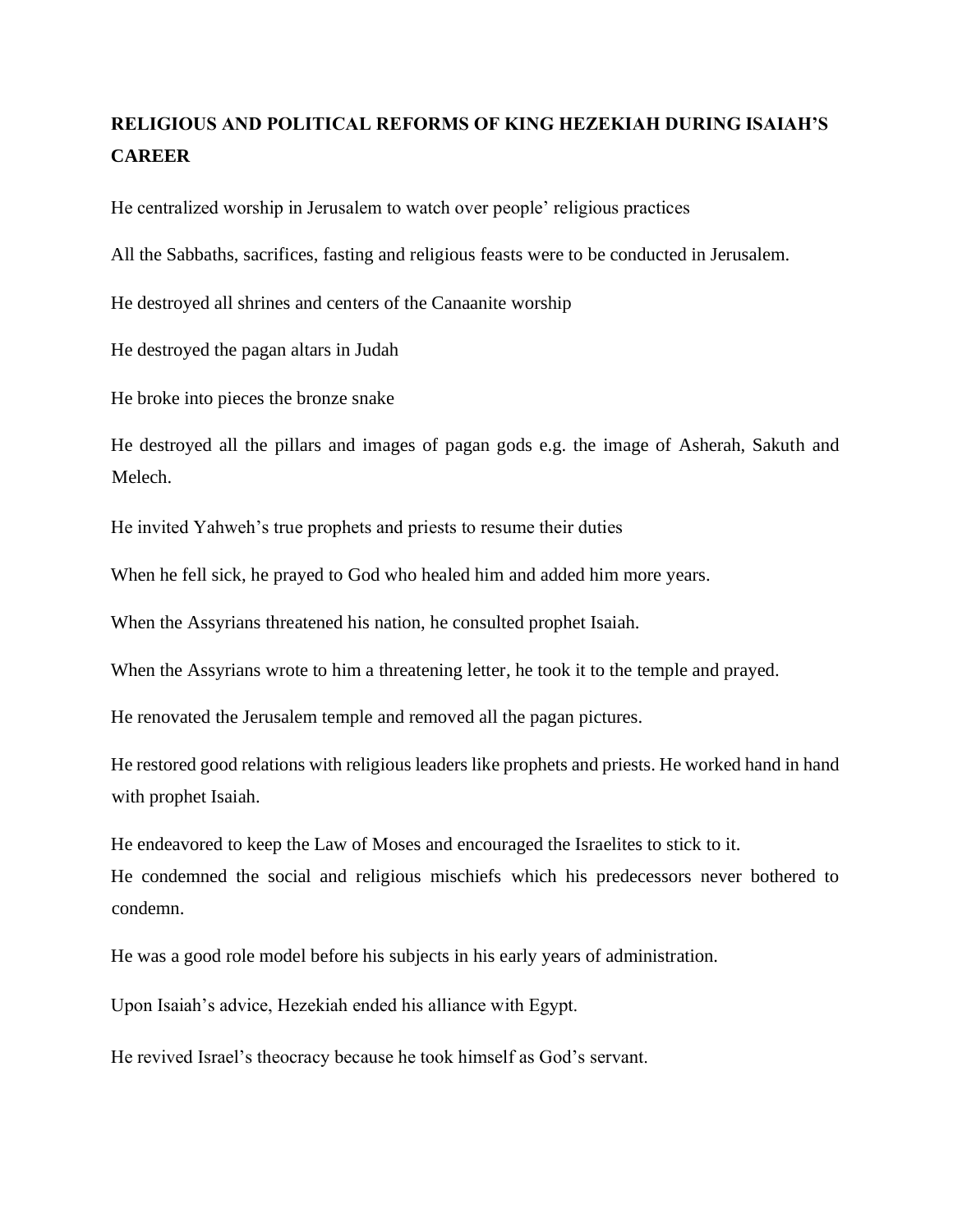**RELIGIOUS AND POLITICAL REFORMS OF KING HEZEKIAH DURING ISAIAH'S CAREER**

He centralized worship in Jerusalem to watch over people' religious practices

All the Sabbaths, sacrifices, fasting and religious feasts were to be conducted in Jerusalem.

He destroyed all shrines and centers of the Canaanite worship

He destroyed the pagan altars in Judah

He broke into pieces the bronze snake

He destroyed all the pillars and images of pagan gods e.g. the image of Asherah, Sakuth and Melech.

He invited Yahweh's true prophets and priests to resume their duties

When he fell sick, he prayed to God who healed him and added him more years.

When the Assyrians threatened his nation, he consulted prophet Isaiah.

When the Assyrians wrote to him a threatening letter, he took it to the temple and prayed.

He renovated the Jerusalem temple and removed all the pagan pictures.

He restored good relations with religious leaders like prophets and priests. He worked hand in hand with prophet Isaiah.

He endeavored to keep the Law of Moses and encouraged the Israelites to stick to it.
He condemned the social and religious mischiefs which his predecessors never bothered to condemn.

He was a good role model before his subjects in his early years of administration.

Upon Isaiah's advice, Hezekiah ended his alliance with Egypt.

He revived Israel's theocracy because he took himself as God's servant.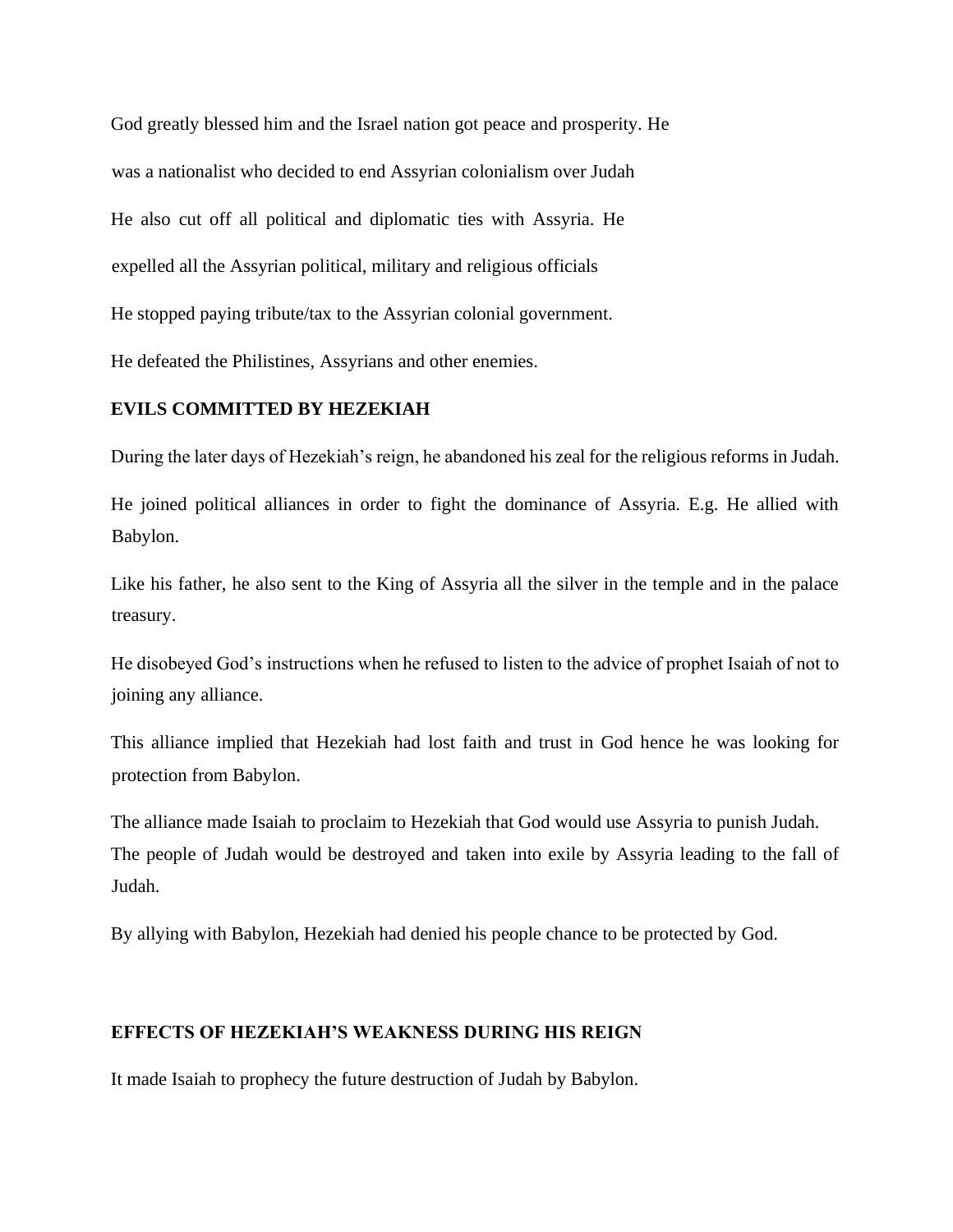God greatly blessed him and the Israel nation got peace and prosperity. He was a nationalist who decided to end Assyrian colonialism over Judah

He also cut off all political and diplomatic ties with Assyria. He expelled all the Assyrian political, military and religious officials

He stopped paying tribute/tax to the Assyrian colonial government.

He defeated the Philistines, Assyrians and other enemies.

**EVILS COMMITTED BY HEZEKIAH**

During the later days of Hezekiah's reign, he abandoned his zeal for the religious reforms in Judah.

He joined political alliances in order to fight the dominance of Assyria. E.g. He allied with Babylon.

Like his father, he also sent to the King of Assyria all the silver in the temple and in the palace treasury.

He disobeyed God's instructions when he refused to listen to the advice of prophet Isaiah of not to joining any alliance.

This alliance implied that Hezekiah had lost faith and trust in God hence he was looking for protection from Babylon.

The alliance made Isaiah to proclaim to Hezekiah that God would use Assyria to punish Judah. The people of Judah would be destroyed and taken into exile by Assyria leading to the fall of Judah.

By allying with Babylon, Hezekiah had denied his people chance to be protected by God.

**EFFECTS OF HEZEKIAH'S WEAKNESS DURING HIS REIGN**

It made Isaiah to prophecy the future destruction of Judah by Babylon.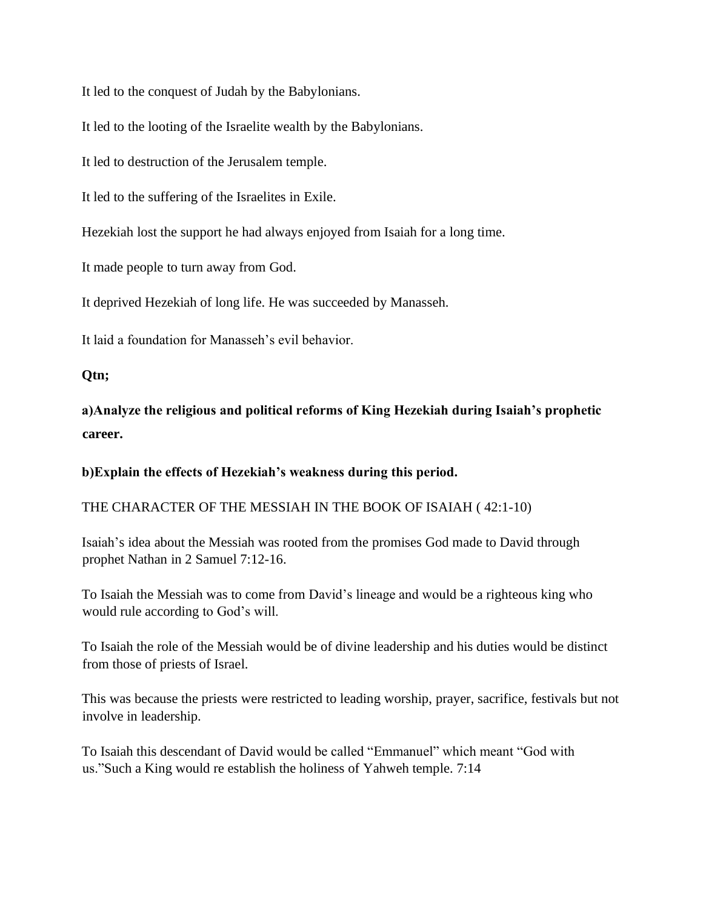It led to the conquest of Judah by the Babylonians.

It led to the looting of the Israelite wealth by the Babylonians.

It led to destruction of the Jerusalem temple.

It led to the suffering of the Israelites in Exile.

Hezekiah lost the support he had always enjoyed from Isaiah for a long time.

It made people to turn away from God.

It deprived Hezekiah of long life. He was succeeded by Manasseh.

It laid a foundation for Manasseh's evil behavior.

**Qtn;**

**a)Analyze the religious and political reforms of King Hezekiah during Isaiah's prophetic career.**

**b)Explain the effects of Hezekiah's weakness during this period.**

THE CHARACTER OF THE MESSIAH IN THE BOOK OF ISAIAH ( 42:1-10)

Isaiah's idea about the Messiah was rooted from the promises God made to David through prophet Nathan in 2 Samuel 7:12-16.

To Isaiah the Messiah was to come from David's lineage and would be a righteous king who would rule according to God's will.

To Isaiah the role of the Messiah would be of divine leadership and his duties would be distinct from those of priests of Israel.

This was because the priests were restricted to leading worship, prayer, sacrifice, festivals but not involve in leadership.

To Isaiah this descendant of David would be called "Emmanuel" which meant "God with us."Such a King would re establish the holiness of Yahweh temple. 7:14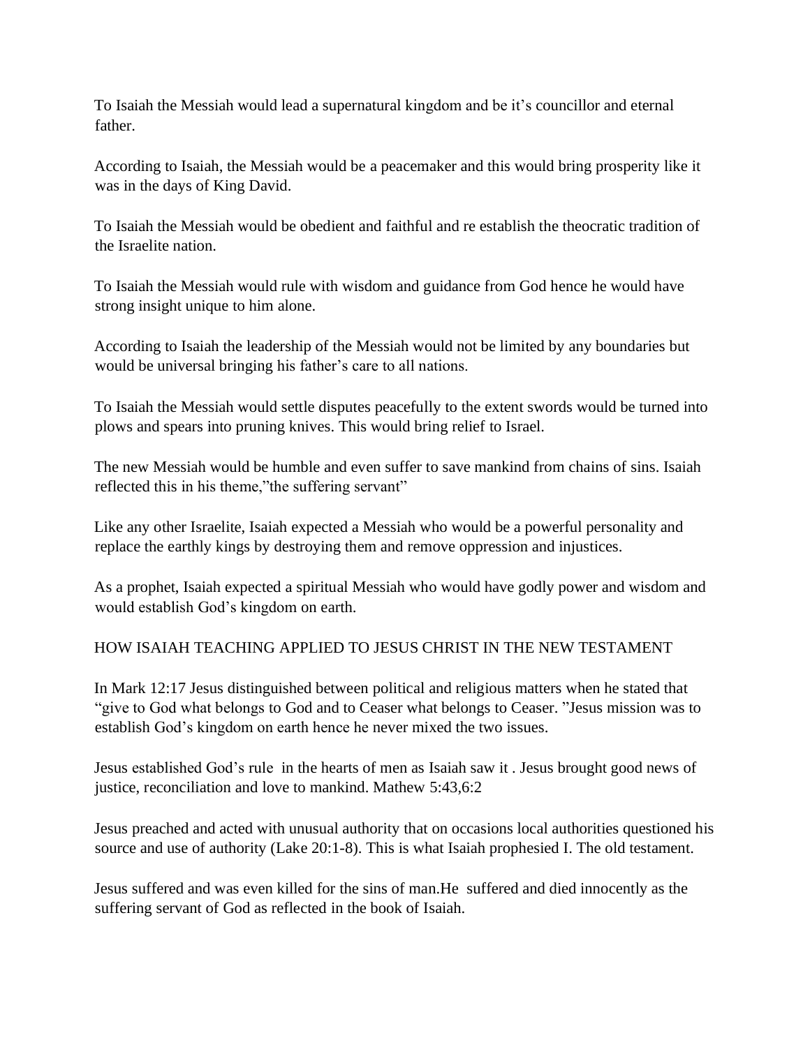To Isaiah the Messiah would lead a supernatural kingdom and be it's councillor and eternal father.

According to Isaiah, the Messiah would be a peacemaker and this would bring prosperity like it was in the days of King David.

To Isaiah the Messiah would be obedient and faithful and re establish the theocratic tradition of the Israelite nation.

To Isaiah the Messiah would rule with wisdom and guidance from God hence he would have strong insight unique to him alone.

According to Isaiah the leadership of the Messiah would not be limited by any boundaries but would be universal bringing his father's care to all nations.

To Isaiah the Messiah would settle disputes peacefully to the extent swords would be turned into plows and spears into pruning knives. This would bring relief to Israel.

The new Messiah would be humble and even suffer to save mankind from chains of sins. Isaiah reflected this in his theme,"the suffering servant"

Like any other Israelite, Isaiah expected a Messiah who would be a powerful personality and replace the earthly kings by destroying them and remove oppression and injustices.

As a prophet, Isaiah expected a spiritual Messiah who would have godly power and wisdom and would establish God's kingdom on earth.

HOW ISAIAH TEACHING APPLIED TO JESUS CHRIST IN THE NEW TESTAMENT

In Mark 12:17 Jesus distinguished between political and religious matters when he stated that "give to God what belongs to God and to Ceaser what belongs to Ceaser. "Jesus mission was to establish God's kingdom on earth hence he never mixed the two issues.

Jesus established God's rule in the hearts of men as Isaiah saw it . Jesus brought good news of justice, reconciliation and love to mankind. Mathew 5:43,6:2

Jesus preached and acted with unusual authority that on occasions local authorities questioned his source and use of authority (Lake 20:1-8). This is what Isaiah prophesied I. The old testament.

Jesus suffered and was even killed for the sins of man.He suffered and died innocently as the suffering servant of God as reflected in the book of Isaiah.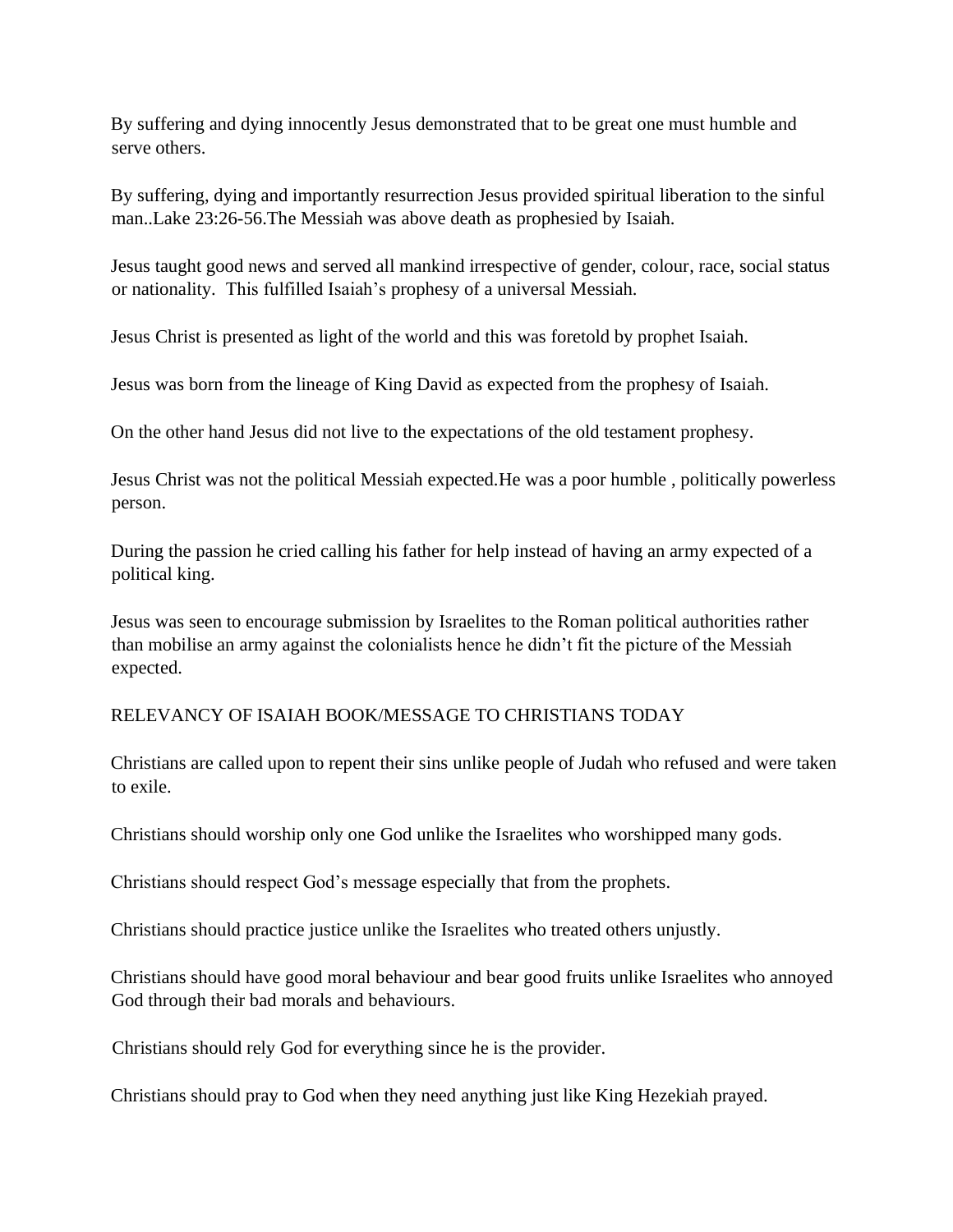By suffering and dying innocently Jesus demonstrated that to be great one must humble and serve others.

By suffering, dying and importantly resurrection Jesus provided spiritual liberation to the sinful man..Lake 23:26-56.The Messiah was above death as prophesied by Isaiah.

Jesus taught good news and served all mankind irrespective of gender, colour, race, social status or nationality. This fulfilled Isaiah's prophesy of a universal Messiah.

Jesus Christ is presented as light of the world and this was foretold by prophet Isaiah.

Jesus was born from the lineage of King David as expected from the prophesy of Isaiah.

On the other hand Jesus did not live to the expectations of the old testament prophesy.

Jesus Christ was not the political Messiah expected.He was a poor humble , politically powerless person.

During the passion he cried calling his father for help instead of having an army expected of a political king.

Jesus was seen to encourage submission by Israelites to the Roman political authorities rather than mobilise an army against the colonialists hence he didn't fit the picture of the Messiah expected.

RELEVANCY OF ISAIAH BOOK/MESSAGE TO CHRISTIANS TODAY

Christians are called upon to repent their sins unlike people of Judah who refused and were taken to exile.

Christians should worship only one God unlike the Israelites who worshipped many gods.

Christians should respect God's message especially that from the prophets.

Christians should practice justice unlike the Israelites who treated others unjustly.

Christians should have good moral behaviour and bear good fruits unlike Israelites who annoyed God through their bad morals and behaviours.

Christians should rely God for everything since he is the provider.

Christians should pray to God when they need anything just like King Hezekiah prayed.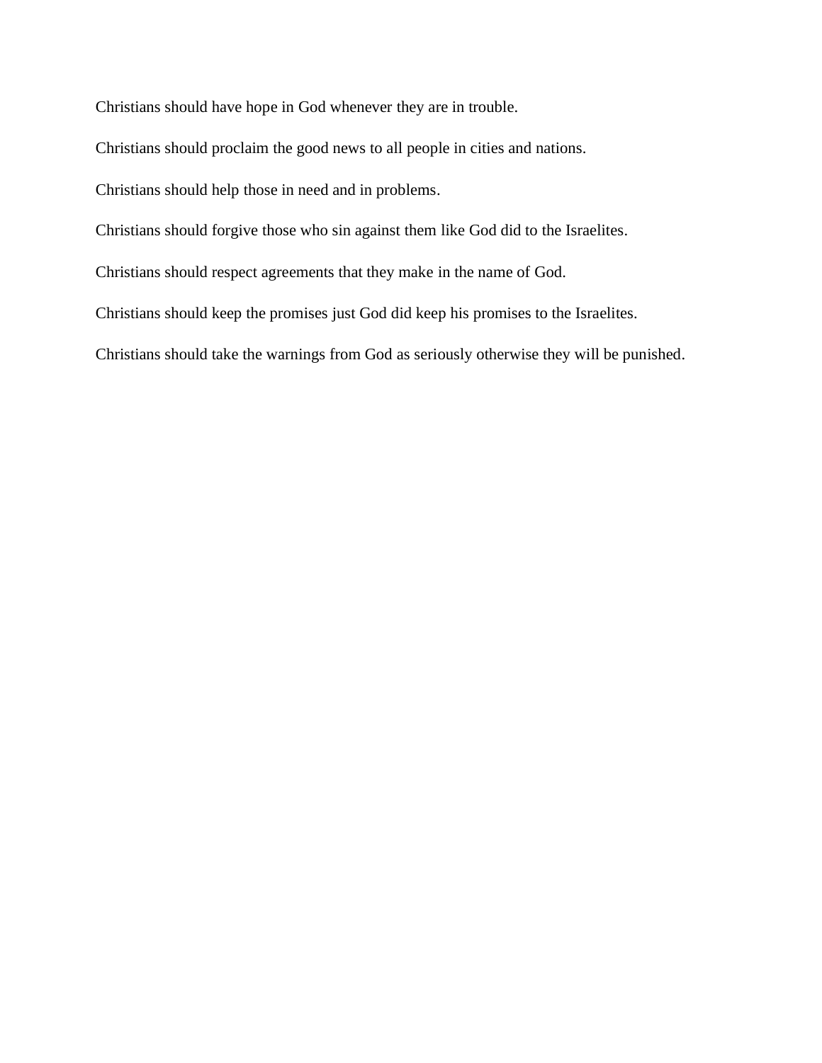Christians should have hope in God whenever they are in trouble.

Christians should proclaim the good news to all people in cities and nations.

Christians should help those in need and in problems.

Christians should forgive those who sin against them like God did to the Israelites.

Christians should respect agreements that they make in the name of God.

Christians should keep the promises just God did keep his promises to the Israelites.

Christians should take the warnings from God as seriously otherwise they will be punished.